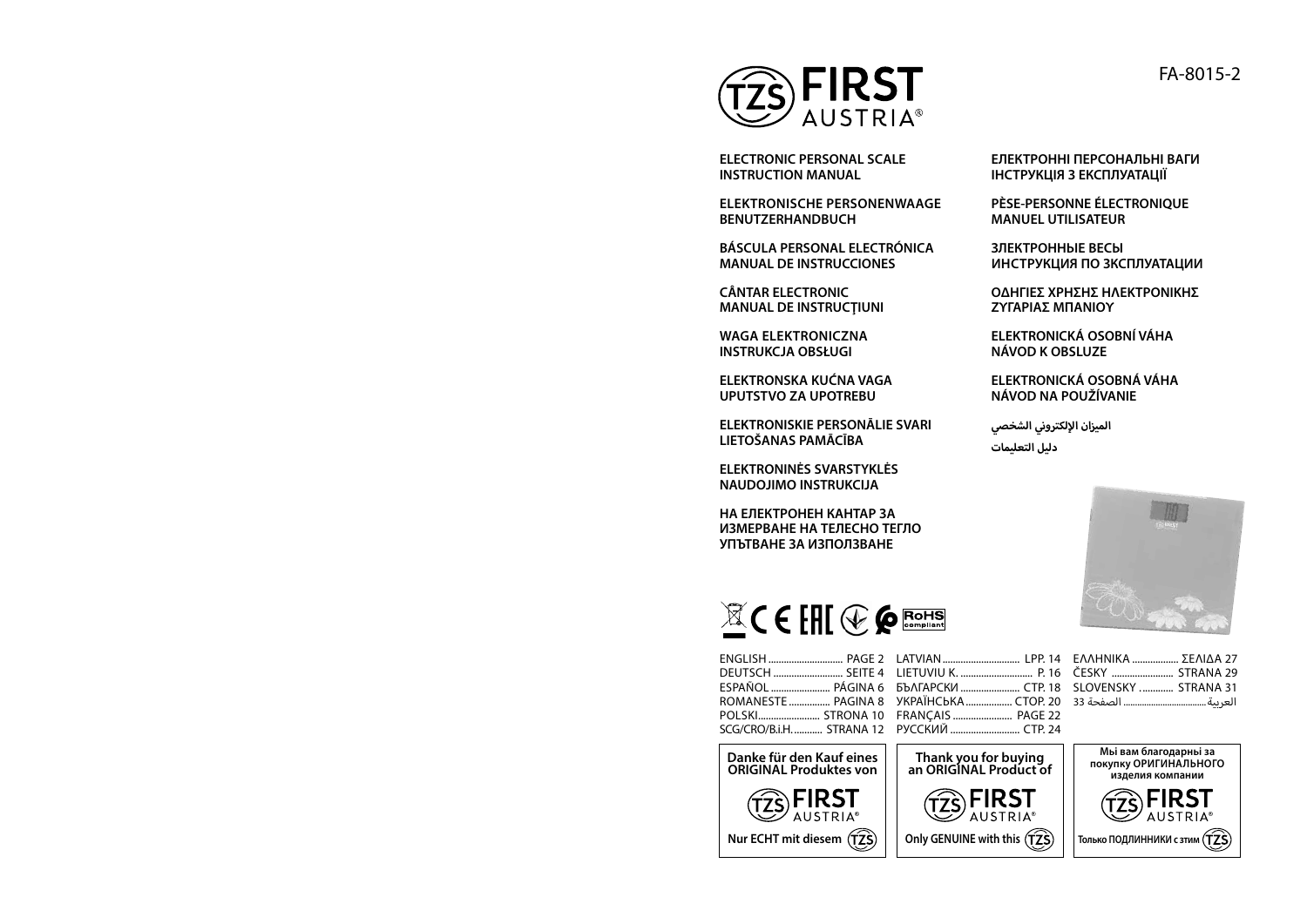FA-8015-2

**ELECTRONIC PERSONAL SCALE**
**INSTRUCTION MANUAL**

**ELEKTRONISCHE PERSONENWAAGE**
**BENUTZERHANDBUCH**

**BÁSCULA PERSONAL ELECTRÓNICA**
**MANUAL DE INSTRUCCIONES**

**CÂNTAR ELECTRONIC**
**MANUAL DE INSTRUCŢIUNI**

**WAGA ELEKTRONICZNA**
**INSTRUKCJA OBSŁUGI**

**ELEKTRONSKA KUĆNA VAGA**
**UPUTSTVO ZA UPOTREBU**

**ELEKTRONISKIE PERSONĀLIE SVARI**
**LIETOŠANAS PAMĀCĪBA**

**ELEKTRONINĖS SVARSTYKLĖS**
**NAUDOJIMO INSTRUKCIJA**

**НА ЕЛЕКТРОНЕН КАНТАР ЗА ИЗМЕРВАНЕ НА ТЕЛЕСНО ТЕГЛО**
**УПЪТВАНЕ ЗА ИЗПОЛЗВАНЕ**

**ЕЛЕКТРОННІ ПЕРСОНАЛЬНІ ВАГИ**
**ІНСТРУКЦІЯ З ЕКСПЛУАТАЦІЇ**

**PÈSE-PERSONNE ÉLECTRONIQUE**
**MANUEL UTILISATEUR**

**ЗЛЕКТРОННЫЕ ВЕСЫ**
**ИНСТРУКЦИЯ ПО ЗКСПЛУАТАЦИИ**

**ΟΔΗΓΙΕΣ ΧΡΗΣΗΣ ΗΛΕΚΤΡΟΝΙΚΗΣ ΖΥΓΑΡΙΑΣ ΜΠΑΝΙΟΥ**

**ELEKTRONICKÁ OSOBNÍ VÁHA**
**NÁVOD K OBSLUZE**

**ELEKTRONICKÁ OSOBNÁ VÁHA**
**NÁVOD NA POUŽÍVANIE**

**الميزان الإلكتروني الشخصي**

**دليل التعليمات**

ENGLISH ............ PAGE 2
DEUTSCH ............ SEITE 4
ESPAÑOL ............ PÁGINA 6
ROMANESTE ............ PAGINA 8
POLSKI ............ STRONA 10
SCG/CRO/B.i.H. ............ STRANA 12
LATVIAN ............ LPP. 14
LIETUVIU K. ............ P. 16
БЪЛГАРСКИ ............ СТР. 18
УКРАЇНСЬКА ............ СТОР. 20
FRANÇAIS ............ PAGE 22
РУССКИЙ ............ СТР. 24
ΕΛΛΗΝΙΚΑ ............ ΣΕΛΙΔΑ 27
ČESKY ............ STRANA 29
SLOVENSKY ............ STRANA 31
العربية ............ الصفحة 33

**Danke für den Kauf eines ORIGINAL Produktes von** FIRST AUSTRIA
**Nur ECHT mit diesem** TZS

**Thank you for buying an ORIGINAL Product of** FIRST AUSTRIA
**Only GENUINE with this** TZS

**Мы вам благодарны за покупку ОРИГИНАЛЬНОГО изделия компании** FIRST AUSTRIA
**Только ПОДЛИННИКИ с этим** TZS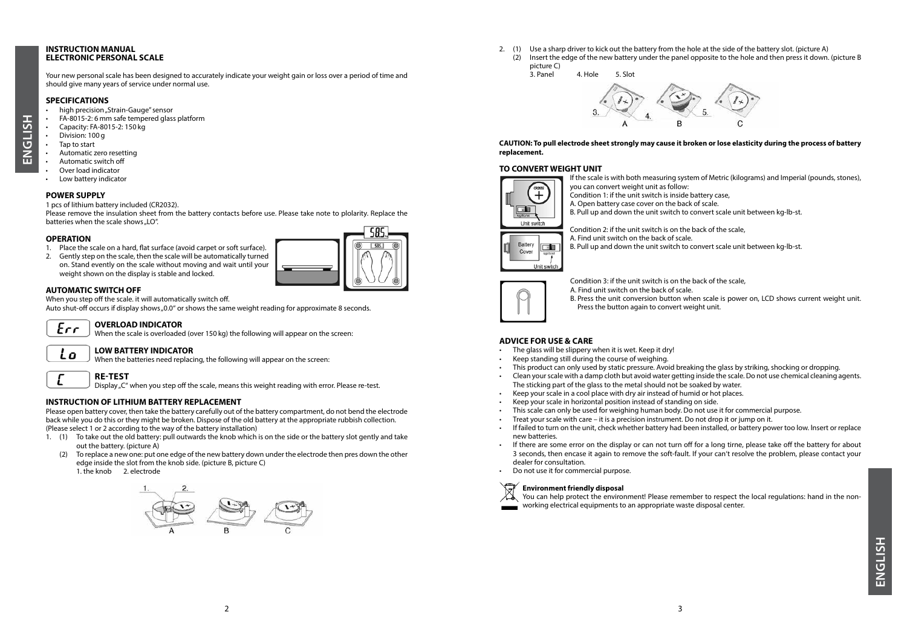# INSTRUCTION MANUAL
# ELECTRONIC PERSONAL SCALE

Your new personal scale has been designed to accurately indicate your weight gain or loss over a period of time and should give many years of service under normal use.

## SPECIFICATIONS

- high precision „Strain-Gauge" sensor
- FA-8015-2: 6 mm safe tempered glass platform
- Capacity: FA-8015-2: 150 kg
- Division: 100 g
- Tap to start
- Automatic zero resetting
- Automatic switch off
- Over load indicator
- Low battery indicator

## POWER SUPPLY

1 pcs of lithium battery included (CR2032).

Please remove the insulation sheet from the battery contacts before use. Please take note to plolarity. Replace the batteries when the scale shows „LO".

## OPERATION

1. Place the scale on a hard, flat surface (avoid carpet or soft surface).
2. Gently step on the scale, then the scale will be automatically turned on. Stand evently on the scale without moving and wait until your weight shown on the display is stable and locked.

## AUTOMATIC SWITCH OFF

When you step off the scale. it will automatically switch off.

Auto shut-off occurs if display shows „0.0" or shows the same weight reading for approximate 8 seconds.

## OVERLOAD INDICATOR

When the scale is overloaded (over 150 kg) the following will appear on the screen: Err

## LOW BATTERY INDICATOR

When the batteries need replacing, the following will appear on the screen: Lo

## RE-TEST

Display „C" when you step off the scale, means this weight reading with error. Please re-test.

## INSTRUCTION OF LITHIUM BATTERY REPLACEMENT

Please open battery cover, then take the battery carefully out of the battery compartment, do not bend the electrode back while you do this or they might be broken. Dispose of the old battery at the appropriate rubbish collection. (Please select 1 or 2 according to the way of the battery installation)

1. (1) To take out the old battery: pull outwards the knob which is on the side or the battery slot gently and take out the battery. (picture A)
   (2) To replace a new one: put one edge of the new battery down under the electrode then pres down the other edge inside the slot from the knob side. (picture B, picture C)
   1. the knob 2. electrode

2. (1) Use a sharp driver to kick out the battery from the hole at the side of the battery slot. (picture A)
   (2) Insert the edge of the new battery under the panel opposite to the hole and then press it down. (picture B picture C)
   3. Panel 4. Hole 5. Slot

**CAUTION: To pull electrode sheet strongly may cause it broken or lose elasticity during the process of battery replacement.**

## TO CONVERT WEIGHT UNIT

If the scale is with both measuring system of Metric (kilograms) and Imperial (pounds, stones), you can convert weight unit as follow:

Condition 1: if the unit switch is inside battery case,
A. Open battery case cover on the back of scale.
B. Pull up and down the unit switch to convert scale unit between kg-lb-st.

Condition 2: if the unit switch is on the back of the scale,
A. Find unit switch on the back of scale.
B. Pull up and down the unit switch to convert scale unit between kg-lb-st.

Condition 3: if the unit switch is on the back of the scale,
A. Find unit switch on the back of scale.
B. Press the unit conversion button when scale is power on, LCD shows current weight unit. Press the button again to convert weight unit.

## ADVICE FOR USE & CARE

- The glass will be slippery when it is wet. Keep it dry!
- Keep standing still during the course of weighing.
- This product can only used by static pressure. Avoid breaking the glass by striking, shocking or dropping.
- Clean your scale with a damp cloth but avoid water getting inside the scale. Do not use chemical cleaning agents. The sticking part of the glass to the metal should not be soaked by water.
- Keep your scale in a cool place with dry air instead of humid or hot places.
- Keep your scale in horizontal position instead of standing on side.
- This scale can only be used for weighing human body. Do not use it for commercial purpose.
- Treat your scale with care – it is a precision instrument. Do not drop it or jump on it.
- If failed to turn on the unit, check whether battery had been installed, or battery power too low. Insert or replace new batteries.
- If there are some error on the display or can not turn off for a long tirne, please take off the battery for about 3 seconds, then encase it again to remove the soft-fault. If your can't resolve the problem, please contact your dealer for consultation.
- Do not use it for commercial purpose.

**Environment friendly disposal**

You can help protect the environment! Please remember to respect the local regulations: hand in the non-working electrical equipments to an appropriate waste disposal center.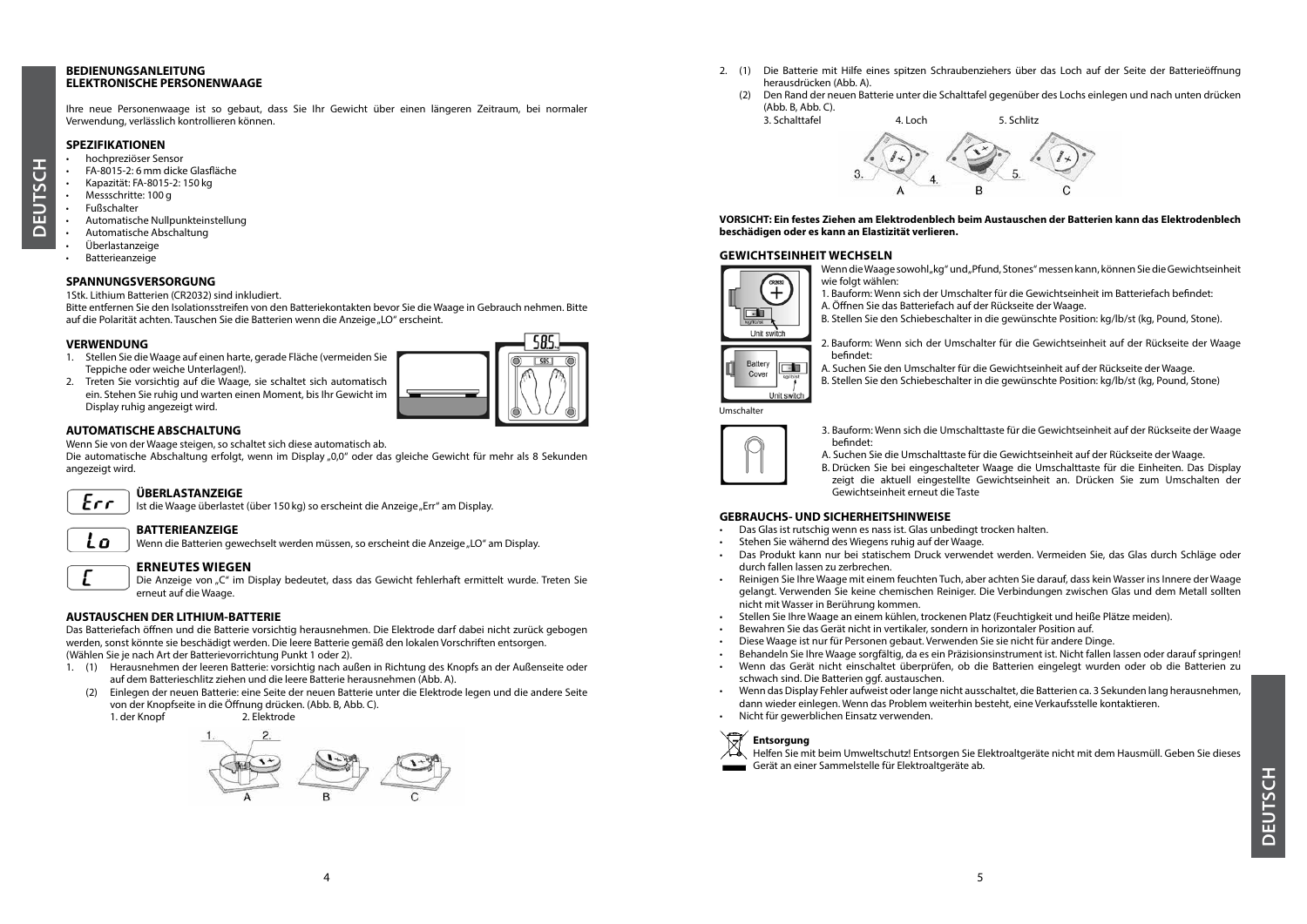# BEDIENUNGSANLEITUNG
# ELEKTRONISCHE PERSONENWAAGE

Ihre neue Personenwaage ist so gebaut, dass Sie Ihr Gewicht über einen längeren Zeitraum, bei normaler Verwendung, verlässlich kontrollieren können.

## SPEZIFIKATIONEN

- hochpreziöser Sensor
- FA-8015-2: 6 mm dicke Glasfläche
- Kapazität: FA-8015-2: 150 kg
- Messschritte: 100 g
- Fußschalter
- Automatische Nullpunkteinstellung
- Automatische Abschaltung
- Überlastanzeige
- Batterieanzeige

## SPANNUNGSVERSORGUNG

1Stk. Lithium Batterien (CR2032) sind inkludiert.
Bitte entfernen Sie den Isolationsstreifen von den Batteriekontakten bevor Sie die Waage in Gebrauch nehmen. Bitte auf die Polarität achten. Tauschen Sie die Batterien wenn die Anzeige „LO" erscheint.

## VERWENDUNG

1. Stellen Sie die Waage auf einen harte, gerade Fläche (vermeiden Sie Teppiche oder weiche Unterlagen!).
2. Treten Sie vorsichtig auf die Waage, sie schaltet sich automatisch ein. Stehen Sie ruhig und warten einen Moment, bis Ihr Gewicht im Display ruhig angezeigt wird.

## AUTOMATISCHE ABSCHALTUNG

Wenn Sie von der Waage steigen, so schaltet sich diese automatisch ab.
Die automatische Abschaltung erfolgt, wenn im Display „0,0" oder das gleiche Gewicht für mehr als 8 Sekunden angezeigt wird.

### ÜBERLASTANZEIGE

Ist die Waage überlastet (über 150 kg) so erscheint die Anzeige „Err" am Display.

### BATTERIEANZEIGE

Wenn die Batterien gewechselt werden müssen, so erscheint die Anzeige „LO" am Display.

### ERNEUTES WIEGEN

Die Anzeige von „C" im Display bedeutet, dass das Gewicht fehlerhaft ermittelt wurde. Treten Sie erneut auf die Waage.

## AUSTAUSCHEN DER LITHIUM-BATTERIE

Das Batteriefach öffnen und die Batterie vorsichtig herausnehmen. Die Elektrode darf dabei nicht zurück gebogen werden, sonst könnte sie beschädigt werden. Die leere Batterie gemäß den lokalen Vorschriften entsorgen.
(Wählen Sie je nach Art der Batterievorrichtung Punkt 1 oder 2).

1. (1) Herausnehmen der leeren Batterie: vorsichtig nach außen in Richtung des Knopfs an der Außenseite oder auf dem Batterieschlitz ziehen und die leere Batterie herausnehmen (Abb. A).
   (2) Einlegen der neuen Batterie: eine Seite der neuen Batterie unter die Elektrode legen und die andere Seite von der Knopfseite in die Öffnung drücken. (Abb. B, Abb. C).
   1. der Knopf 2. Elektrode

2. (1) Die Batterie mit Hilfe eines spitzen Schraubenziehers über das Loch auf der Seite der Batterieöffnung herausdrücken (Abb. A).
   (2) Den Rand der neuen Batterie unter die Schalttafel gegenüber des Lochs einlegen und nach unten drücken (Abb. B, Abb. C).
   3. Schalttafel 4. Loch 5. Schlitz

**VORSICHT: Ein festes Ziehen am Elektrodenblech beim Austauschen der Batterien kann das Elektrodenblech beschädigen oder es kann an Elastizität verlieren.**

## GEWICHTSEINHEIT WECHSELN

Wenn die Waage sowohl „kg" und „Pfund, Stones" messen kann, können Sie die Gewichtseinheit wie folgt wählen:

1. Bauform: Wenn sich der Umschalter für die Gewichtseinheit im Batteriefach befindet:
A. Öffnen Sie das Batteriefach auf der Rückseite der Waage.
B. Stellen Sie den Schiebeschalter in die gewünschte Position: kg/lb/st (kg, Pound, Stone).

2. Bauform: Wenn sich der Umschalter für die Gewichtseinheit auf der Rückseite der Waage befindet:
A. Suchen Sie den Umschalter für die Gewichtseinheit auf der Rückseite der Waage.
B. Stellen Sie den Schiebeschalter in die gewünschte Position: kg/lb/st (kg, Pound, Stone)

Umschalter

3. Bauform: Wenn sich die Umschalttaste für die Gewichtseinheit auf der Rückseite der Waage befindet:
A. Suchen Sie die Umschalttaste für die Gewichtseinheit auf der Rückseite der Waage.
B. Drücken Sie bei eingeschalteter Waage die Umschalttaste für die Einheiten. Das Display zeigt die aktuell eingestellte Gewichtseinheit an. Drücken Sie zum Umschalten der Gewichtseinheit erneut die Taste

## GEBRAUCHS- UND SICHERHEITSHINWEISE

- Das Glas ist rutschig wenn es nass ist. Glas unbedingt trocken halten.
- Stehen Sie währernd des Wiegens ruhig auf der Waage.
- Das Produkt kann nur bei statischem Druck verwendet werden. Vermeiden Sie, das Glas durch Schläge oder durch fallen lassen zu zerbrechen.
- Reinigen Sie Ihre Waage mit einem feuchten Tuch, aber achten Sie darauf, dass kein Wasser ins Innere der Waage gelangt. Verwenden Sie keine chemischen Reiniger. Die Verbindungen zwischen Glas und dem Metall sollten nicht mit Wasser in Berührung kommen.
- Stellen Sie Ihre Waage an einem kühlen, trockenen Platz (Feuchtigkeit und heiße Plätze meiden).
- Bewahren Sie das Gerät nicht in vertikaler, sondern in horizontaler Position auf.
- Diese Waage ist nur für Personen gebaut. Verwenden Sie sie nicht für andere Dinge.
- Behandeln Sie Ihre Waage sorgfältig, da es ein Präzisionsinstrument ist. Nicht fallen lassen oder darauf springen!
- Wenn das Gerät nicht einschaltet überprüfen, ob die Batterien eingelegt wurden oder ob die Batterien zu schwach sind. Die Batterien ggf. austauschen.
- Wenn das Display Fehler aufweist oder lange nicht ausschaltet, die Batterien ca. 3 Sekunden lang herausnehmen, dann wieder einlegen. Wenn das Problem weiterhin besteht, eine Verkaufsstelle kontaktieren.
- Nicht für gewerblichen Einsatz verwenden.

**Entsorgung**
Helfen Sie mit beim Umweltschutz! Entsorgen Sie Elektroaltgeräte nicht mit dem Hausmüll. Geben Sie dieses Gerät an einer Sammelstelle für Elektroaltgeräte ab.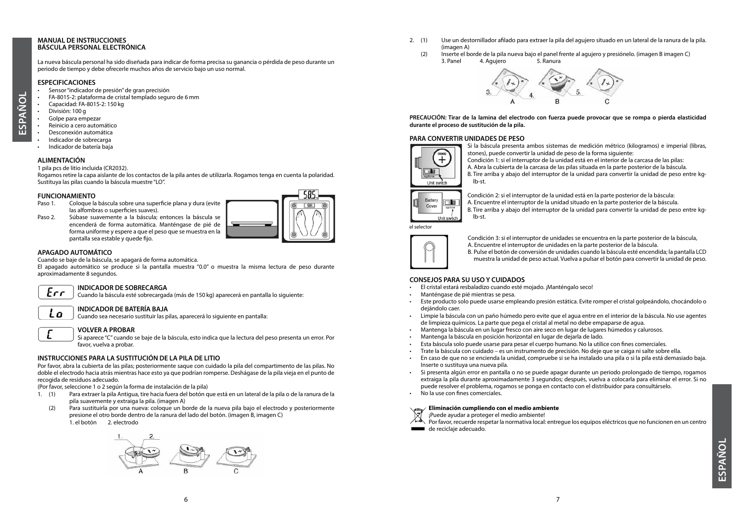# MANUAL DE INSTRUCCIONES
# BÁSCULA PERSONAL ELECTRÓNICA

La nueva báscula personal ha sido diseñada para indicar de forma precisa su ganancia o pérdida de peso durante un periodo de tiempo y debe ofrecerle muchos años de servicio bajo un uso normal.

## ESPECIFICACIONES

- Sensor "indicador de presión" de gran precisión
- FA-8015-2: plataforma de cristal templado seguro de 6 mm
- Capacidad: FA-8015-2: 150 kg
- División: 100 g
- Golpe para empezar
- Reinicio a cero automático
- Desconexión automática
- Indicador de sobrecarga
- Indicador de batería baja

## ALIMENTACIÓN

1 pila pcs de litio incluida (CR2032).
Rogamos retire la capa aislante de los contactos de la pila antes de utilizarla. Rogamos tenga en cuenta la polaridad. Sustituya las pilas cuando la báscula muestre "LO".

## FUNCIONAMIENTO

Paso 1. Coloque la báscula sobre una superficie plana y dura (evite las alfombras o superficies suaves).

Paso 2. Súbase suavemente a la báscula; entonces la báscula se encenderá de forma automática. Manténgase de pié de forma uniforme y espere a que el peso que se muestra en la pantalla sea estable y quede fijo.

## APAGADO AUTOMÁTICO

Cuando se baje de la báscula, se apagará de forma automática.
El apagado automático se produce si la pantalla muestra "0.0" o muestra la misma lectura de peso durante aproximadamente 8 segundos.

Err

### INDICADOR DE SOBRECARGA

Cuando la báscula esté sobrecargada (más de 150 kg) aparecerá en pantalla lo siguiente:

Lo

### INDICADOR DE BATERÍA BAJA

Cuando sea necesario sustituir las pilas, aparecerá lo siguiente en pantalla:

C

### VOLVER A PROBAR

Si aparece "C" cuando se baje de la báscula, esto indica que la lectura del peso presenta un error. Por favor, vuelva a probar.

## INSTRUCCIONES PARA LA SUSTITUCIÓN DE LA PILA DE LITIO

Por favor, abra la cubierta de las pilas; posteriormente saque con cuidado la pila del compartimento de las pilas. No doble el electrodo hacia atrás mientras hace esto ya que podrían romperse. Deshágase de la pila vieja en el punto de recogida de residuos adecuado.
(Por favor, seleccione 1 o 2 según la forma de instalación de la pila)

1. (1) Para extraer la pila Antigua, tire hacia fuera del botón que está en un lateral de la pila o de la ranura de la pila suavemente y extraiga la pila. (imagen A)

   (2) Para sustituirla por una nueva: coloque un borde de la nueva pila bajo el electrodo y posteriormente presione el otro borde dentro de la ranura del lado del botón. (imagen B, imagen C)
   1. el botón 2. electrodo

2. (1) Use un destornillador afilado para extraer la pila del agujero situado en un lateral de la ranura de la pila. (imagen A)

   (2) Inserte el borde de la pila nueva bajo el panel frente al agujero y presiónelo. (imagen B imagen C)
   3. Panel 4. Agujero 5. Ranura

**PRECAUCIÓN: Tirar de la lamina del electrodo con fuerza puede provocar que se rompa o pierda elasticidad durante el proceso de sustitución de la pila.**

## PARA CONVERTIR UNIDADES DE PESO

Si la báscula presenta ambos sistemas de medición métrico (kilogramos) e imperial (libras, stones), puede convertir la unidad de peso de la forma siguiente:

Condición 1: si el interruptor de la unidad está en el interior de la carcasa de las pilas:
A. Abra la cubierta de la carcasa de las pilas situada en la parte posterior de la báscula.
B. Tire arriba y abajo del interruptor de la unidad para convertir la unidad de peso entre kg-lb-st.

Condición 2: si el interruptor de la unidad está en la parte posterior de la báscula:
A. Encuentre el interruptor de la unidad situado en la parte posterior de la báscula.
B. Tire arriba y abajo del interruptor de la unidad para convertir la unidad de peso entre kg-lb-st.

el selector

Condición 3: si el interruptor de unidades se encuentra en la parte posterior de la báscula,
A. Encuentre el interruptor de unidades en la parte posterior de la báscula.
B. Pulse el botón de conversión de unidades cuando la báscula esté encendida; la pantalla LCD muestra la unidad de peso actual. Vuelva a pulsar el botón para convertir la unidad de peso.

## CONSEJOS PARA SU USO Y CUIDADOS

- El cristal estará resbaladizo cuando esté mojado. ¡Manténgalo seco!
- Manténgase de pié mientras se pesa.
- Este producto solo puede usarse empleando presión estática. Evite romper el cristal golpeándolo, chocándolo o dejándolo caer.
- Limpie la báscula con un paño húmedo pero evite que el agua entre en el interior de la báscula. No use agentes de limpieza químicos. La parte que pega el cristal al metal no debe empaparse de agua.
- Mantenga la báscula en un lugar fresco con aire seco en lugar de lugares húmedos y calurosos.
- Mantenga la báscula en posición horizontal en lugar de dejarla de lado.
- Esta báscula solo puede usarse para pesar el cuerpo humano. No la utilice con fines comerciales.
- Trate la báscula con cuidado – es un instrumento de precisión. No deje que se caiga ni salte sobre ella.
- En caso de que no se encienda la unidad, compruebe si se ha instalado una pila o si la pila está demasiado baja. Inserte o sustituya una nueva pila.
- Si presenta algún error en pantalla o no se puede apagar durante un periodo prolongado de tiempo, rogamos extraiga la pila durante aproximadamente 3 segundos; después, vuelva a colocarla para eliminar el error. Si no puede resolver el problema, rogamos se ponga en contacto con el distribuidor para consultárselo.
- No la use con fines comerciales.

**Eliminación cumpliendo con el medio ambiente**
¡Puede ayudar a proteger el medio ambiente!
Por favor, recuerde respetar la normativa local: entregue los equipos eléctricos que no funcionen en un centro de reciclaje adecuado.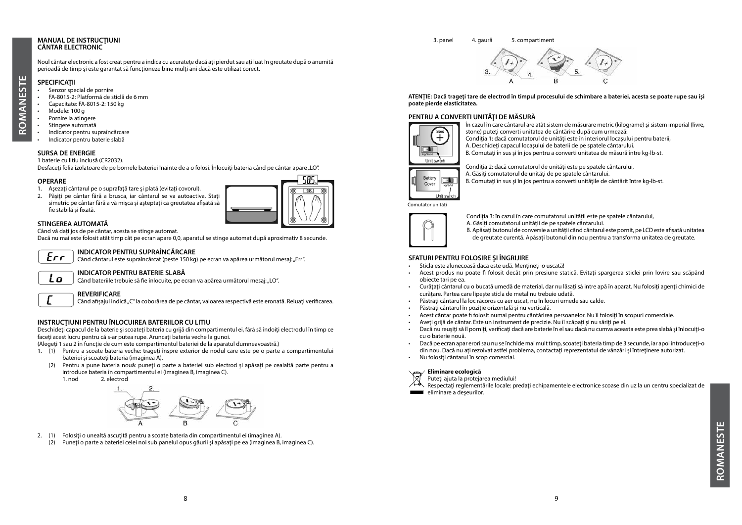# MANUAL DE INSTRUCȚIUNI
# CÂNTAR ELECTRONIC

Noul cântar electronic a fost creat pentru a indica cu acuratețe dacă ați pierdut sau ați luat în greutate după o anumită perioadă de timp și este garantat să funcționeze bine mulți ani dacă este utilizat corect.

## SPECIFICAȚII

- Senzor special de pornire
- FA-8015-2: Platformă de sticlă de 6 mm
- Capacitate: FA-8015-2: 150 kg
- Modele: 100 g
- Pornire la atingere
- Stingere automată
- Indicator pentru supraîncărcare
- Indicator pentru baterie slabă

## SURSA DE ENERGIE

1 baterie cu litiu inclusă (CR2032).

Desfaceți folia izolatoare de pe bornele bateriei înainte de a o folosi. Înlocuiți bateria când pe cântar apare „LO".

## OPERARE

1. Așezați cântarul pe o suprafață tare și plată (evitați covorul).
2. Pășiți pe cântar fără a brusca, iar cântarul se va autoactiva. Stați simetric pe cântar fără a vă mișca și așteptați ca greutatea afișată să fie stabilă și fixată.

## STINGEREA AUTOMATĂ

Când vă dați jos de pe cântar, acesta se stinge automat.

Dacă nu mai este folosit atât timp cât pe ecran apare 0,0, aparatul se stinge automat după aproximativ 8 secunde.

### INDICATOR PENTRU SUPRAÎNCĂRCARE

Err — Când cântarul este supraîncărcat (peste 150 kg) pe ecran va apărea următorul mesaj: „Err".

### INDICATOR PENTRU BATERIE SLABĂ

Lo — Când bateriile trebuie să fie înlocuite, pe ecran va apărea următorul mesaj: „LO".

### REVERIFICARE

C — Când afișajul indică „C" la coborârea de pe cântar, valoarea respectivă este eronată. Reluați verificarea.

## INSTRUCȚIUNI PENTRU ÎNLOCUIREA BATERIILOR CU LITIU

Deschideți capacul de la baterie și scoateți bateria cu grijă din compartimentul ei, fără să îndoiți electrodul în timp ce faceți acest lucru pentru că s-ar putea rupe. Aruncați bateria veche la gunoi.

(Alegeți 1 sau 2 în funcție de cum este compartimentul bateriei de la aparatul dumneavoastră.)

1. (1) Pentru a scoate bateria veche: trageți înspre exterior de nodul care este pe o parte a compartimentului bateriei și scoateți bateria (imaginea A).
   (2) Pentru a pune bateria nouă: puneți o parte a bateriei sub electrod și apăsați pe cealaltă parte pentru a introduce bateria în compartimentul ei (imaginea B, imaginea C).
   1. nod 2. electrod
2. (1) Folosiți o unealtă ascuțită pentru a scoate bateria din compartimentul ei (imaginea A).
   (2) Puneți o parte a bateriei celei noi sub panelul opus găurii și apăsați pe ea (imaginea B, imaginea C).

3. panel 4. gaură 5. compartiment

**ATENȚIE: Dacă trageți tare de electrod în timpul procesului de schimbare a bateriei, acesta se poate rupe sau își poate pierde elasticitatea.**

## PENTRU A CONVERTI UNITĂȚI DE MĂSURĂ

În cazul în care cântarul are atât sistem de măsurare metric (kilograme) și sistem imperial (livre, stone) puteți converti unitatea de cântărire după cum urmează:

Condiția 1: dacă comutatorul de unități este în interiorul locașului pentru baterii,

A. Deschideți capacul locașului de baterii de pe spatele cântarului.

B. Comutați în sus și în jos pentru a converti unitatea de măsură între kg-lb-st.

Condiția 2: dacă comutatorul de unități este pe spatele cântarului,

A. Găsiți comutatorul de unități de pe spatele cântarului.

B. Comutați în sus și în jos pentru a converti unitățile de cântărit între kg-lb-st.

Comutator unități

Condiția 3: în cazul în care comutatorul unității este pe spatele cântarului,

A. Găsiți comutatorul unității de pe spatele cântarului.

B. Apăsați butonul de conversie a unității când cântarul este pornit, pe LCD este afișată unitatea de greutate curentă. Apăsați butonul din nou pentru a transforma unitatea de greutate.

## SFATURI PENTRU FOLOSIRE ȘI ÎNGRIJIRE

- Sticla este alunecoasă dacă este udă. Mențineți-o uscată!
- Acest produs nu poate fi folosit decât prin presiune statică. Evitați spargerea sticlei prin lovire sau scăpând obiecte tari pe ea.
- Curățați cântarul cu o bucată umedă de material, dar nu lăsați să intre apă în aparat. Nu folosiți agenți chimici de curățare. Partea care lipește sticla de metal nu trebuie udată.
- Păstrați cântarul la loc răcoros cu aer uscat, nu în locuri umede sau calde.
- Păstrați cântarul în poziție orizontală și nu verticală.
- Acest cântar poate fi folosit numai pentru cântărirea persoanelor. Nu îl folosiți în scopuri comerciale.
- Aveți grijă de cântar. Este un instrument de precizie. Nu îl scăpați și nu săriți pe el.
- Dacă nu reușiți să îl porniți, verificați dacă are baterie în el sau dacă nu cumva aceasta este prea slabă și înlocuiți-o cu o baterie nouă.
- Dacă pe ecran apar erori sau nu se închide mai mult timp, scoateți bateria timp de 3 secunde, iar apoi introduceți-o din nou. Dacă nu ați rezolvat astfel problema, contactați reprezentantul de vânzări și întreținere autorizat.
- Nu folosiți cântarul în scop comercial.

**Eliminare ecologică**

Puteți ajuta la protejarea mediului!

Respectați reglementările locale: predați echipamentele electronice scoase din uz la un centru specializat de eliminare a deșeurilor.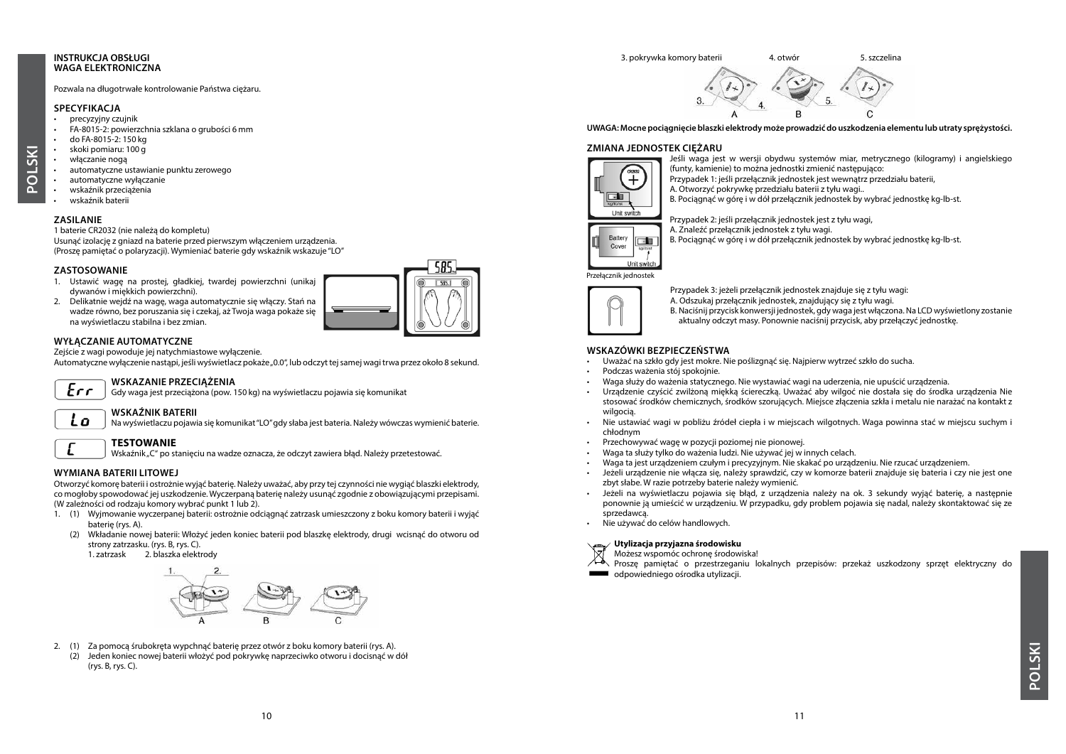**INSTRUKCJA OBSŁUGI**
**WAGA ELEKTRONICZNA**

Pozwala na długotrwałe kontrolowanie Państwa ciężaru.

## SPECYFIKACJA

- precyzyjny czujnik
- FA-8015-2: powierzchnia szklana o grubości 6 mm
- do FA-8015-2: 150 kg
- skoki pomiaru: 100 g
- włączanie nogą
- automatyczne ustawianie punktu zerowego
- automatyczne wyłączanie
- wskaźnik przeciążenia
- wskaźnik baterii

## ZASILANIE

1 baterie CR2032 (nie należą do kompletu)
Usunąć izolację z gniazd na baterie przed pierwszym włączeniem urządzenia.
(Proszę pamiętać o polaryzacji). Wymieniać baterie gdy wskaźnik wskazuje "LO"

## ZASTOSOWANIE

1. Ustawić wagę na prostej, gładkiej, twardej powierzchni (unikaj dywanów i miękkich powierzchni).
2. Delikatnie wejdź na wagę, waga automatycznie się włączy. Stań na wadze równo, bez poruszania się i czekaj, aż Twoja waga pokaże się na wyświetlaczu stabilna i bez zmian.

## WYŁĄCZANIE AUTOMATYCZNE

Zejście z wagi powoduje jej natychmiastowe wyłączenie.
Automatyczne wyłączenie nastąpi, jeśli wyświetlacz pokaże „0.0", lub odczyt tej samej wagi trwa przez około 8 sekund.

## WSKAZANIE PRZECIĄŻENIA

Err — Gdy waga jest przeciążona (pow. 150 kg) na wyświetlaczu pojawia się komunikat

## WSKAŹNIK BATERII

Lo — Na wyświetlaczu pojawia się komunikat "LO" gdy słaba jest bateria. Należy wówczas wymienić baterie.

## TESTOWANIE

C — Wskaźnik „C" po stanięciu na wadze oznacza, że odczyt zawiera błąd. Należy przetestować.

## WYMIANA BATERII LITOWEJ

Otworzyć komorę baterii i ostrożnie wyjąć baterię. Należy uważać, aby przy tej czynności nie wygiąć blaszki elektrody, co mogłoby spowodować jej uszkodzenie. Wyczerpaną baterię należy usunąć zgodnie z obowiązującymi przepisami. (W zależności od rodzaju komory wybrać punkt 1 lub 2).

1. (1) Wyjmowanie wyczerpanej baterii: ostrożnie odciągnąć zatrzask umieszczony z boku komory baterii i wyjąć baterię (rys. A).
   (2) Wkładanie nowej baterii: Włożyć jeden koniec baterii pod blaszkę elektrody, drugi wcisnąć do otworu od strony zatrzasku. (rys. B, rys. C).
   1. zatrzask  2. blaszka elektrody

2. (1) Za pomocą śrubokręta wypchnąć baterię przez otwór z boku komory baterii (rys. A).
   (2) Jeden koniec nowej baterii włożyć pod pokrywkę naprzeciwko otworu i docisnąć w dół (rys. B, rys. C).

3. pokrywka komory baterii  4. otwór  5. szczelina

**UWAGA: Mocne pociągnięcie blaszki elektrody może prowadzić do uszkodzenia elementu lub utraty sprężystości.**

## ZMIANA JEDNOSTEK CIĘŻARU

Jeśli waga jest w wersji obydwu systemów miar, metrycznego (kilogramy) i angielskiego (funty, kamienie) to można jednostki zmienić następująco:
Przypadek 1: jeśli przełącznik jednostek jest wewnątrz przedziału baterii,
A. Otworzyć pokrywkę przedziału baterii z tyłu wagi..
B. Pociągnąć w górę i w dół przełącznik jednostek by wybrać jednostkę kg-lb-st.

Przypadek 2: jeśli przełącznik jednostek jest z tyłu wagi,
A. Znaleźć przełącznik jednostek z tyłu wagi.
B. Pociągnąć w górę i w dół przełącznik jednostek by wybrać jednostkę kg-lb-st.

Przełącznik jednostek

Przypadek 3: jeżeli przełącznik jednostek znajduje się z tyłu wagi:
A. Odszukaj przełącznik jednostek, znajdujący się z tyłu wagi.
B. Naciśnij przycisk konwersji jednostek, gdy waga jest włączona. Na LCD wyświetlony zostanie aktualny odczyt masy. Ponownie naciśnij przycisk, aby przełączyć jednostkę.

## WSKAZÓWKI BEZPIECZEŃSTWA

- Uważać na szkło gdy jest mokre. Nie poślizgnąć się. Najpierw wytrzeć szkło do sucha.
- Podczas ważenia stój spokojnie.
- Waga służy do ważenia statycznego. Nie wystawiać wagi na uderzenia, nie upuścić urządzenia.
- Urządzenie czyścić zwilżoną miękką ściereczką. Uważać aby wilgoć nie dostała się do środka urządzenia Nie stosować środków chemicznych, środków szorujących. Miejsce złączenia szkła i metalu nie narażać na kontakt z wilgocią.
- Nie ustawiać wagi w pobliżu źródeł ciepła i w miejscach wilgotnych. Waga powinna stać w miejscu suchym i chłodnym
- Przechowywać wagę w pozycji poziomej nie pionowej.
- Waga ta służy tylko do ważenia ludzi. Nie używać jej w innych celach.
- Waga ta jest urządzeniem czułym i precyzyjnym. Nie skakać po urządzeniu. Nie rzucać urządzeniem.
- Jeżeli urządzenie nie włącza się, należy sprawdzić, czy w komorze baterii znajduje się bateria i czy nie jest one zbyt słabe. W razie potrzeby baterie należy wymienić.
- Jeżeli na wyświetlaczu pojawia się błąd, z urządzenia należy na ok. 3 sekundy wyjąć baterię, a następnie ponownie ją umieścić w urządzeniu. W przypadku, gdy problem pojawia się nadal, należy skontaktować się ze sprzedawcą.
- Nie używać do celów handlowych.

**Utylizacja przyjazna środowisku**
Możesz wspomóc ochronę środowiska!
Proszę pamiętać o przestrzeganiu lokalnych przepisów: przekaż uszkodzony sprzęt elektryczny do odpowiedniego ośrodka utylizacji.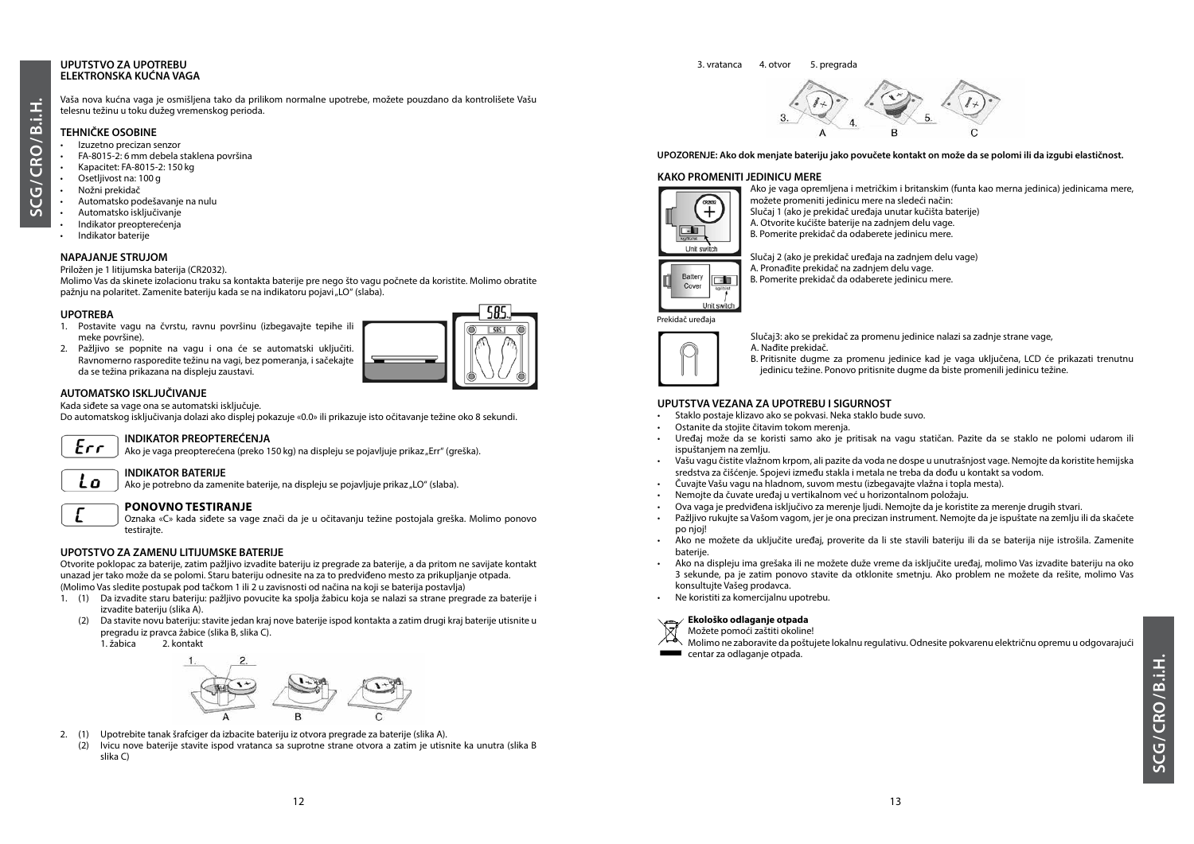## UPUTSTVO ZA UPOTREBU
## ELEKTRONSKA KUĆNA VAGA

Vaša nova kućna vaga je osmišljena tako da prilikom normalne upotrebe, možete pouzdano da kontrolišete Vašu telesnu težinu u toku dužeg vremenskog perioda.

### TEHNIČKE OSOBINE

- Izuzetno precizan senzor
- FA-8015-2: 6 mm debela staklena površina
- Kapacitet: FA-8015-2: 150 kg
- Osetljivost na: 100 g
- Nožni prekidač
- Automatsko podešavanje na nulu
- Automatsko isključivanje
- Indikator preopterećenja
- Indikator baterije

### NAPAJANJE STRUJOM

Priložen je 1 litijumska baterija (CR2032).
Molimo Vas da skinete izolacionu traku sa kontakta baterije pre nego što vagu počnete da koristite. Molimo obratite pažnju na polaritet. Zamenite bateriju kada se na indikatoru pojavi „LO" (slaba).

### UPOTREBA

1. Postavite vagu na čvrstu, ravnu površinu (izbegavajte tepihe ili meke površine).
2. Pažljivo se popnite na vagu i ona će se automatski uključiti. Ravnomerno rasporedite težinu na vagi, bez pomeranja, i sačekajte da se težina prikazana na displeju zaustavi.

### AUTOMATSKO ISKLJUČIVANJE

Kada siđete sa vage ona se automatski isključuje.
Do automatskog isključivanja dolazi ako displej pokazuje «0.0» ili prikazuje isto očitavanje težine oko 8 sekundi.

### INDIKATOR PREOPTEREĆENJA

Ako je vaga preopterećena (preko 150 kg) na displeju se pojavljuje prikaz „Err" (greška).

### INDIKATOR BATERIJE

Ako je potrebno da zamenite baterije, na displeju se pojavljuje prikaz „LO" (slaba).

### PONOVNO TESTIRANJE

Oznaka «C» kada siđete sa vage znači da je u očitavanju težine postojala greška. Molimo ponovo testirajte.

### UPOTSTVO ZA ZAMENU LITIJUMSKE BATERIJE

Otvorite poklopac za baterije, zatim pažljivo izvadite bateriju iz pregrade za baterije, a da pritom ne savijate kontakt unazad jer tako može da se polomi. Staru bateriju odnesite na za to predviđeno mesto za prikupljanje otpada.
(Molimo Vas sledite postupak pod tačkom 1 ili 2 u zavisnosti od načina na koji se baterija postavlja)

1. (1) Da izvadite staru bateriju: pažljivo povucite ka spolja žabicu koja se nalazi sa strane pregrade za baterije i izvadite bateriju (slika A).
   (2) Da stavite novu bateriju: stavite jedan kraj nove baterije ispod kontakta a zatim drugi kraj baterije utisnite u pregradu iz pravca žabice (slika B, slika C).
   1. žabica 2. kontakt
2. (1) Upotrebite tanak šrafciger da izbacite bateriju iz otvora pregrade za baterije (slika A).
   (2) Ivicu nove baterije stavite ispod vratanca sa suprotne strane otvora a zatim je utisnite ka unutra (slika B slika C)

3. vratanca 4. otvor 5. pregrada

**UPOZORENJE: Ako dok menjate bateriju jako povučete kontakt on može da se polomi ili da izgubi elastičnost.**

### KAKO PROMENITI JEDINICU MERE

Ako je vaga opremljena i metričkim i britanskim (funta kao merna jedinica) jedinicama mere, možete promeniti jedinicu mere na sledeći način:
Slučaj 1 (ako je prekidač uređaja unutar kućišta baterije)
A. Otvorite kućište baterije na zadnjem delu vage.
B. Pomerite prekidač da odaberete jedinicu mere.

Slučaj 2 (ako je prekidač uređaja na zadnjem delu vage)
A. Pronađite prekidač na zadnjem delu vage.
B. Pomerite prekidač da odaberete jedinicu mere.

Prekidač uređaja

Slučaj3: ako se prekidač za promenu jedinice nalazi sa zadnje strane vage,
A. Nađite prekidač.
B. Pritisnite dugme za promenu jedinice kad je vaga uključena, LCD će prikazati trenutnu jedinicu težine. Ponovo pritisnite dugme da biste promenili jedinicu težine.

### UPUTSTVA VEZANA ZA UPOTREBU I SIGURNOST

- Staklo postaje klizavo ako se pokvasi. Neka staklo bude suvo.
- Ostanite da stojite čitavim tokom merenja.
- Uređaj može da se koristi samo ako je pritisak na vagu statičan. Pazite da se staklo ne polomi udarom ili ispuštanjem na zemlju.
- Vašu vagu čistite vlažnom krpom, ali pazite da voda ne dospe u unutrašnjost vage. Nemojte da koristite hemijska sredstva za čišćenje. Spojevi između stakla i metala ne treba da dođu u kontakt sa vodom.
- Čuvajte Vašu vagu na hladnom, suvom mestu (izbegavajte vlažna i topla mesta).
- Nemojte da čuvate uređaj u vertikalnom već u horizontalnom položaju.
- Ova vaga je predviđena isključivo za merenje ljudi. Nemojte da je koristite za merenje drugih stvari.
- Pažljivo rukujte sa Vašom vagom, jer je ona precizan instrument. Nemojte da je ispuštate na zemlju ili da skačete po njoj!
- Ako ne možete da uključite uređaj, proverite da li ste stavili bateriju ili da se baterija nije istrošila. Zamenite baterije.
- Ako na displeju ima grešaka ili ne možete duže vreme da isključite uređaj, molimo Vas izvadite bateriju na oko 3 sekunde, pa je zatim ponovo stavite da otklonite smetnju. Ako problem ne možete da rešite, molimo Vas konsultujte Vašeg prodavca.
- Ne koristiti za komercijalnu upotrebu.

**Ekološko odlaganje otpada**
Možete pomoći zaštiti okoline!
Molimo ne zaboravite da poštujete lokalnu regulativu. Odnesite pokvarenu električnu opremu u odgovarajući centar za odlaganje otpada.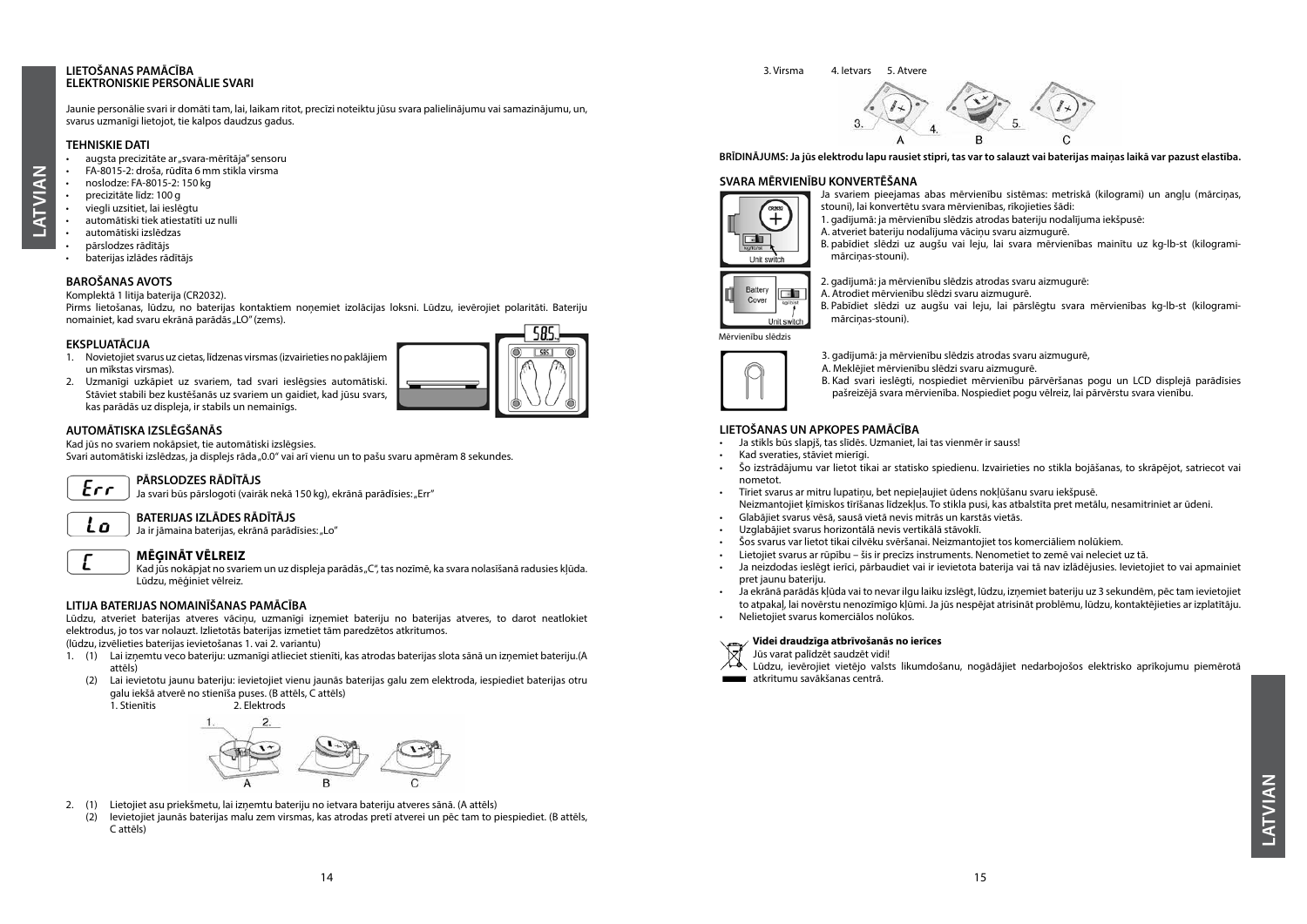# LIETOŠANAS PAMĀCĪBA
## ELEKTRONISKIE PERSONĀLIE SVARI

Jaunie personālie svari ir domāti tam, lai, laikam ritot, precīzi noteiktu jūsu svara palielinājumu vai samazinājumu, un, svarus uzmanīgi lietojot, tie kalpos daudzus gadus.

### TEHNISKIE DATI

- augsta precizitāte ar „svara-mērītāja" sensoru
- FA-8015-2: droša, rūdīta 6 mm stikla virsma
- noslodze: FA-8015-2: 150 kg
- precizitāte līdz: 100 g
- viegli uzsitiet, lai ieslēgtu
- automātiski tiek atiestatīti uz nulli
- automātiski izslēdzas
- pārslodzes rādītājs
- baterijas izlādes rādītājs

### BAROŠANAS AVOTS

Komplektā 1 litija baterija (CR2032).

Pirms lietošanas, lūdzu, no baterijas kontaktiem noņemiet izolācijas loksni. Lūdzu, ievērojiet polaritāti. Bateriju nomainiet, kad svaru ekrānā parādās „LO" (zems).

### EKSPLUATĀCIJA

1. Novietojiet svarus uz cietas, līdzenas virsmas (izvairieties no paklājiem un mīkstas virsmas).
2. Uzmanīgi uzkāpiet uz svariem, tad svari ieslēgsies automātiski. Stāviet stabili bez kustēšanās uz svariem un gaidiet, kad jūsu svars, kas parādās uz displeja, ir stabils un nemainīgs.

### AUTOMĀTISKA IZSLĒGŠANĀS

Kad jūs no svariem nokāpsiet, tie automātiski izslēgsies.

Svari automātiski izslēdzas, ja displejs rāda „0.0" vai arī vienu un to pašu svaru apmēram 8 sekundes.

### PĀRSLODZES RĀDĪTĀJS

Ja svari būs pārslogoti (vairāk nekā 150 kg), ekrānā parādīsies: „Err"

### BATERIJAS IZLĀDES RĀDĪTĀJS

Ja ir jāmaina baterijas, ekrānā parādīsies: „Lo"

### MĒĢINĀT VĒLREIZ

Kad jūs nokāpjat no svariem un uz displeja parādās „C", tas nozīmē, ka svara nolasīšanā radusies kļūda. Lūdzu, mēģiniet vēlreiz.

### LITIJA BATERIJAS NOMAINĪŠANAS PAMĀCĪBA

Lūdzu, atveriet baterijas atveres vāciņu, uzmanīgi izņemiet bateriju no baterijas atveres, to darot neatlokiet elektrodus, jo tos var nolauzt. Izlietotās baterijas izmetiet tām paredzētos atkritumos.

(lūdzu, izvēlieties baterijas ievietošanas 1. vai 2. variantu)

1. (1) Lai izņemtu veco bateriju: uzmanīgi atlieciet stienīti, kas atrodas baterijas slota sānā un izņemiet bateriju.(A attēls)
   (2) Lai ievietotu jaunu bateriju: ievietojiet vienu jaunās baterijas galu zem elektroda, iespiediet baterijas otru galu iekšā atverē no stienīša puses. (B attēls, C attēls)
   1. Stienītis 2. Elektrods
2. (1) Lietojiet asu priekšmetu, lai izņemtu bateriju no ietvara bateriju atveres sānā. (A attēls)
   (2) Ievietojiet jaunās baterijas malu zem virsmas, kas atrodas pretī atverei un pēc tam to piespiediet. (B attēls, C attēls)

3. Virsma 4. Ietvars 5. Atvere

**BRĪDINĀJUMS: Ja jūs elektrodu lapu rausiet stipri, tas var to salauzt vai baterijas maiņas laikā var pazust elastība.**

### SVARA MĒRVIENĪBU KONVERTĒŠANA

Ja svariem pieejamas abas mērvienību sistēmas: metriskā (kilogrami) un angļu (mārciņas, stouni), lai konvertētu svara mērvienības, rīkojieties šādi:

1. gadījumā: ja mērvienību slēdzis atrodas bateriju nodalījuma iekšpusē:
A. atveriet bateriju nodalījuma vāciņu svaru aizmugurē.
B. pabīdiet slēdzi uz augšu vai leju, lai svara mērvienības mainītu uz kg-lb-st (kilogrami-mārciņas-stouni).

2. gadījumā: ja mērvienību slēdzis atrodas svaru aizmugurē:
A. Atrodiet mērvienību slēdzi svaru aizmugurē.
B. Pabīdiet slēdzi uz augšu vai leju, lai pārslēgtu svara mērvienības kg-lb-st (kilogrami-mārciņas-stouni).

Mērvienību slēdzis

3. gadījumā: ja mērvienību slēdzis atrodas svaru aizmugurē,
A. Meklējiet mērvienību slēdzi svaru aizmugurē.
B. Kad svari ieslēgti, nospiediet mērvienību pārvēršanas pogu un LCD displejā parādīsies pašreizējā svara mērvienība. Nospiediet pogu vēlreiz, lai pārvērstu svara vienību.

### LIETOŠANAS UN APKOPES PAMĀCĪBA

- Ja stikls būs slapjš, tas slīdēs. Uzmaniet, lai tas vienmēr ir sauss!
- Kad sveraties, stāviet mierīgi.
- Šo izstrādājumu var lietot tikai ar statisko spiedienu. Izvairieties no stikla bojāšanas, to skrāpējot, satriecot vai nometot.
- Tīriet svarus ar mitru lupatiņu, bet nepieļaujiet ūdens nokļūšanu svaru iekšpusē.
  Neizmantojiet ķīmiskos tīrīšanas līdzekļus. To stikla pusi, kas atbalstīta pret metālu, nesamitriniet ar ūdeni.
- Glabājiet svarus vēsā, sausā vietā nevis mitrās un karstās vietās.
- Uzglabājiet svarus horizontālā nevis vertikālā stāvoklī.
- Šos svarus var lietot tikai cilvēku svēršanai. Neizmantojiet tos komerciāliem nolūkiem.
- Lietojiet svarus ar rūpību – šis ir precīzs instruments. Nenometiet to zemē vai nelieciet uz tā.
- Ja neizdodas ieslēgt ierīci, pārbaudiet vai ir ievietota baterija vai tā nav izlādējusies. Ievietojiet to vai apmainiet pret jaunu bateriju.
- Ja ekrānā parādās kļūda vai to nevar ilgu laiku izslēgt, lūdzu, izņemiet bateriju uz 3 sekundēm, pēc tam ievietojiet to atpakaļ, lai novērstu nenozīmīgo kļūmi. Ja jūs nespējat atrisināt problēmu, lūdzu, kontaktējieties ar izplatītāju.
- Nelietojiet svarus komerciālos nolūkos.

**Videi draudzīga atbrīvošanās no ierīces**

Jūs varat palīdzēt saudzēt vidi!

Lūdzu, ievērojiet vietējo valsts likumdošanu, nogādājiet nedarbojošos elektrisko aprīkojumu piemērotā atkritumu savākšanas centrā.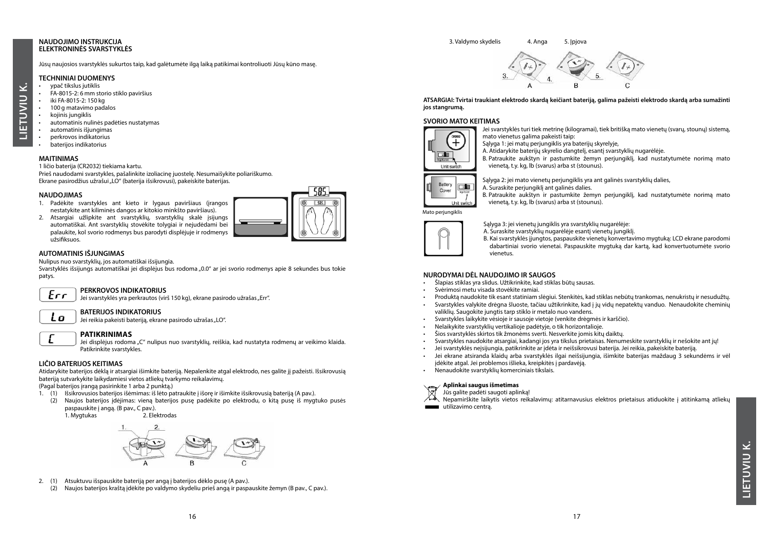# NAUDOJIMO INSTRUKCIJA
# ELEKTRONINĖS SVARSTYKLĖS

Jūsų naujosios svarstyklės sukurtos taip, kad galėtumėte ilgą laiką patikimai kontroliuoti Jūsų kūno masę.

## TECHNINIAI DUOMENYS

- ypač tikslus jutiklis
- FA-8015-2: 6 mm storio stiklo paviršius
- iki FA-8015-2: 150 kg
- 100 g matavimo padalos
- kojinis jungiklis
- automatinis nulinės padėties nustatymas
- automatinis išjungimas
- perkrovos indikatorius
- baterijos indikatorius

## MAITINIMAS

1 ličio baterija (CR2032) tiekiama kartu.
Prieš naudodami svarstykles, pašalinkite izoliacinę juostelę. Nesumaišykite poliariškumo.
Ekrane pasirodžius užrašui „LO" (baterija išsikrovusi), pakeiskite baterijas.

## NAUDOJIMAS

1. Padėkite svarstykles ant kieto ir lygaus paviršiaus (įrangos nestatykite ant kiliminės dangos ar kitokio minkšto paviršiaus).
2. Atsargiai užlipkite ant svarstyklių, svarstyklių skalė įsijungs automatiškai. Ant svarstyklių stovėkite tolygiai ir nejudėdami bei palaukite, kol svorio rodmenys bus parodyti displėjuje ir rodmenys užsifiksuos.

## AUTOMATINIS IŠJUNGIMAS

Nulipus nuo svarstyklių, jos automatiškai išsijungia.
Svarstyklės išsijungs automatiškai jei displėjus bus rodoma „0.0" ar jei svorio rodmenys apie 8 sekundes bus tokie patys.

### PERKROVOS INDIKATORIUS

Err — Jei svarstyklės yra perkrautos (virš 150 kg), ekrane pasirodo užrašas „Err".

### BATERIJOS INDIKATORIUS

Lo — Jei reikia pakeisti bateriją, ekrane pasirodo užrašas „LO".

### PATIKRINIMAS

C — Jei displėjus rodoma „C" nulipus nuo svarstyklių, reiškia, kad nustatyta rodmenų ar veikimo klaida. Patikrinkite svarstykles.

## LIČIO BATERIJOS KEITIMAS

Atidarykite baterijos dėklą ir atsargiai išimkite bateriją. Nepalenkite atgal elektrodo, nes galite jį pažeisti. Išsikrovusią bateriją sutvarkykite laikydamiesi vietos atliekų tvarkymo reikalavimų.
(Pagal baterijos įrangą pasirinkite 1 arba 2 punktą.)

1. (1) Išsikrovusios baterijos išėmimas: iš lėto patraukite į išorę ir išimkite išsikrovusią bateriją (A pav.).
   (2) Naujos baterijos įdėjimas: vieną baterijos pusę padėkite po elektrodu, o kitą pusę iš mygtuko pusės paspauskite į angą. (B pav., C pav.).
   1. Mygtukas 2. Elektrodas
2. (1) Atsuktuvu išspauskite bateriją per angą į baterijos dėklo pusę (A pav.).
   (2) Naujos baterijos kraštą įdėkite po valdymo skydeliu prieš angą ir paspauskite žemyn (B pav., C pav.).

3. Valdymo skydelis 4. Anga 5. Įpjova

**ATSARGIAI: Tvirtai traukiant elektrodo skardą keičiant bateriją, galima pažeisti elektrodo skardą arba sumažinti jos stangrumą.**

## SVORIO MATO KEITIMAS

Jei svarstyklės turi tiek metrinę (kilogramai), tiek britišką mato vienetų (svarų, stounų) sistemą, mato vienetus galima pakeisti taip:

Sąlyga 1: jei matų perjungiklis yra baterijų skyrelyje,
A. Atidarykite baterijų skyrelio dangtelį, esantį svarstyklių nugarėlėje.
B. Patraukite aukštyn ir pastumkite žemyn perjungiklį, kad nustatytumėte norimą mato vienetą, t.y. kg, lb (svarus) arba st (stounus).

Sąlyga 2: jei mato vienetų perjungiklis yra ant galinės svarstyklių dalies,
A. Suraskite perjungiklį ant galinės dalies.
B. Patraukite aukštyn ir pastumkite žemyn perjungiklį, kad nustatytumėte norimą mato vienetą, t.y. kg, lb (svarus) arba st (stounus).

Mato perjungiklis

Sąlyga 3: jei vienetų jungiklis yra svarstyklių nugarėlėje:
A. Suraskite svarstyklių nugarėlėje esantį vienetų jungiklį.
B. Kai svarstyklės įjungtos, paspauskite vienetų konvertavimo mygtuką: LCD ekrane parodomi dabartiniai svorio vienetai. Paspauskite mygtuką dar kartą, kad konvertuotumėte svorio vienetus.

## NURODYMAI DĖL NAUDOJIMO IR SAUGOS

- Šlapias stiklas yra slidus. Užtikrinkite, kad stiklas būtų sausas.
- Svėrimosi metu visada stovėkite ramiai.
- Produktą naudokite tik esant statiniam slėgiui. Stenkitės, kad stiklas nebūtų trankomas, nenukristų ir nesudužtų.
- Svarstykles valykite drėgna šluoste, tačiau užtikrinkite, kad į jų vidų nepatektų vanduo. Nenaudokite cheminių valiklių. Saugokite jungtis tarp stiklo ir metalo nuo vandens.
- Svarstykles laikykite vėsioje ir sausoje vietoje (venkite drėgmės ir karščio).
- Nelaikykite svarstyklių vertikalioje padėtyje, o tik horizontalioje.
- Šios svarstyklės skirtos tik žmonėms sverti. Nesverkite jomis kitų daiktų.
- Svarstykles naudokite atsargiai, kadangi jos yra tikslus prietaisas. Nenumeskite svarstyklių ir nešokite ant jų!
- Jei svarstyklės neįsijungia, patikrinkite ar įdėta ir neišsikrovusi baterija. Jei reikia, pakeiskite bateriją.
- Jei ekrane atsiranda klaidų arba svarstyklės ilgai neišsijungia, išimkite baterijas maždaug 3 sekundėms ir vėl įdėkite atgal. Jei problemos išlieka, kreipkitės į pardavėją.
- Nenaudokite svarstyklių komerciniais tikslais.

**Aplinkai saugus išmetimas**
Jūs galite padėti saugoti aplinką!
Nepamirškite laikytis vietos reikalavimų: atitarnavusius elektros prietaisus atiduokite į atitinkamą atliekų utilizavimo centrą.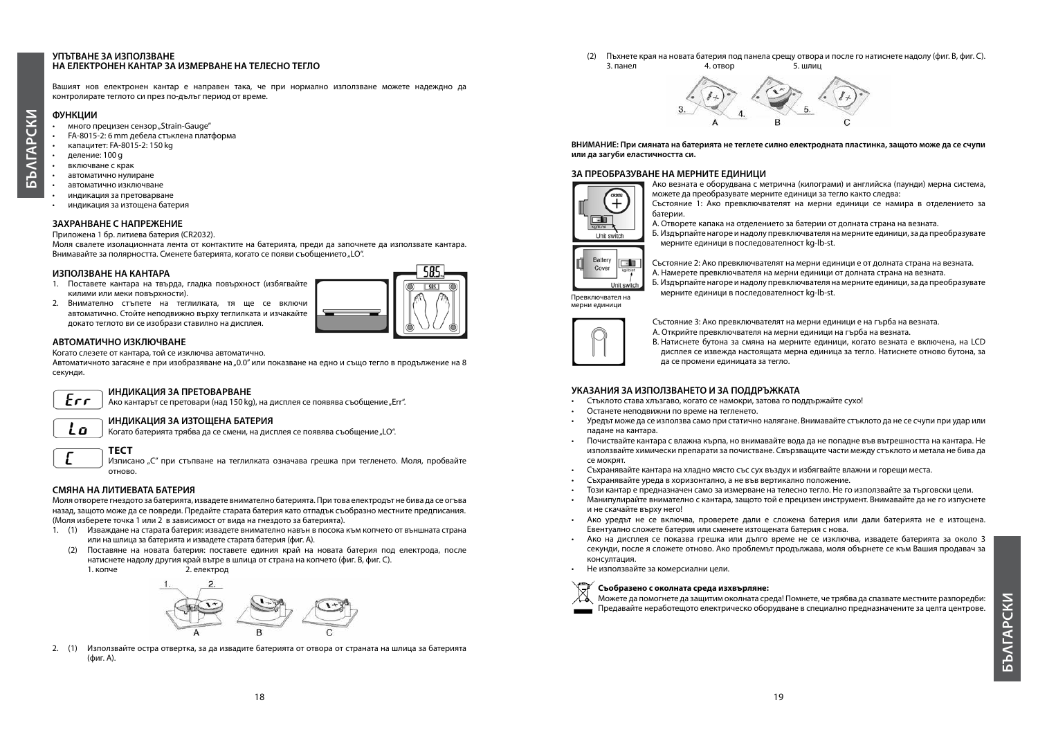## УПЪТВАНЕ ЗА ИЗПОЛЗВАНЕ
## НА ЕЛЕКТРОНЕН КАНТАР ЗА ИЗМЕРВАНЕ НА ТЕЛЕСНО ТЕГЛО

Вашият нов електронен кантар е направен така, че при нормално използване можете надеждно да контролирате теглото си през по-дълъг период от време.

### ФУНКЦИИ

- много прецизен сензор „Strain-Gauge"
- FA-8015-2: 6 mm дебела стъклена платформа
- капацитет: FA-8015-2: 150 kg
- деление: 100 g
- включване с крак
- автоматично нулиране
- автоматично изключване
- индикация за претоварване
- индикация за изтощена батерия

### ЗАХРАНВАНЕ С НАПРЕЖЕНИЕ

Приложена 1 бр. литиева батерия (CR2032).
Моля свалете изолационната лента от контактите на батерията, преди да започнете да използвате кантара. Внимавайте за полярността. Сменете батерията, когато се появи съобщението „LO".

### ИЗПОЛЗВАНЕ НА КАНТАРА

1. Поставете кантара на твърда, гладка повърхност (избягвайте килими или меки повърхности).
2. Внимателно стъпете на теглилката, тя ще се включи автоматично. Стойте неподвижно върху теглилката и изчакайте докато теглото ви се изобрази ставилно на дисплея.

### АВТОМАТИЧНО ИЗКЛЮЧВАНЕ

Когато слезете от кантара, той се изключва автоматично.
Автоматичното загасяне е при изобразяване на „0.0" или показване на едно и също тегло в продължение на 8 секунди.

### ИНДИКАЦИЯ ЗА ПРЕТОВАРВАНЕ

Err — Ако кантарът се претовари (над 150 kg), на дисплея се появява съобщение „Err".

### ИНДИКАЦИЯ ЗА ИЗТОЩЕНА БАТЕРИЯ

Lo — Когато батерията трябва да се смени, на дисплея се появява съобщение „LO".

### ТЕСТ

C — Изписано „C" при стъпване на теглилката означава грешка при тегленето. Моля, пробвайте отново.

### СМЯНА НА ЛИТИЕВАТА БАТЕРИЯ

Моля отворете гнездото за батерията, извадете внимателно батерията. При това електродът не бива да се огъва назад, защото може да се повреди. Предайте старата батерия като отпадък съобразно местните предписания. (Моля изберете точка 1 или 2 в зависимост от вида на гнездото за батерията).

1. (1) Изваждане на старата батерия: извадете внимателно навън в посока към копчето от външната страна или на шлица за батерията и извадете старата батерия (фиг. A).
   (2) Поставяне на новата батерия: поставете единия край на новата батерия под електрода, после натиснете надолу другия край вътре в шлица от страна на копчето (фиг. B, фиг. C).
   1. копче 2. електрод
2. (1) Използвайте остра отвертка, за да извадите батерията от отвора от страната на шлица за батерията (фиг. A).
   (2) Пъхнете края на новата батерия под панела срещу отвора и после го натиснете надолу (фиг. B, фиг. C).
   3. панел 4. отвор 5. шлиц

**ВНИМАНИЕ: При смяната на батерията не теглете силно електродната пластинка, защото може да се счупи или да загуби еластичността си.**

### ЗА ПРЕОБРАЗУВАНЕ НА МЕРНИТЕ ЕДИНИЦИ

Ако везната е оборудвана с метрична (килограми) и английска (паунди) мерна система, можете да преобразувате мерните единици за тегло както следва:

Състояние 1: Ако превключвателят на мерни единици се намира в отделението за батерии.
A. Отворете капака на отделението за батерии от долната страна на везната.
Б. Издърпайте нагоре и надолу превключвателя на мерните единици, за да преобразувате мерните единици в последователност kg-lb-st.

Състояние 2: Ако превключвателят на мерни единици е от долната страна на везната.
A. Намерете превключвателя на мерни единици от долната страна на везната.
Б. Издърпайте нагоре и надолу превключвателя на мерните единици, за да преобразувате мерните единици в последователност kg-lb-st.

Превключвател на мерни единици

Състояние 3: Ако превключвателят на мерни единици е на гърба на везната.
A. Открийте превключвателя на мерни единици на гърба на везната.
B. Натиснете бутона за смяна на мерните единици, когато везната е включена, на LCD дисплея се извежда настоящата мерна единица за тегло. Натиснете отново бутона, за да се промени единицата за тегло.

### УКАЗАНИЯ ЗА ИЗПОЛЗВАНЕТО И ЗА ПОДДРЪЖКАТА

- Стъклото става хлъзгаво, когато се намокри, затова го поддържайте сухо!
- Останете неподвижни по време на тегленето.
- Уредът може да се използва само при статично налягане. Внимавайте стъклото да не се счупи при удар или падане на кантара.
- Почиствайте кантара с влажна кърпа, но внимавайте вода да не попадне във вътрешността на кантара. Не използвайте химически препарати за почистване. Свързващите части между стъклото и метала не бива да се мокрят.
- Съхранявайте кантара на хладно място със сух въздух и избягвайте влажни и горещи места.
- Съхранявайте уреда в хоризонтално, а не във вертикално положение.
- Този кантар е предназначен само за измерване на телесното тегло. Не го използвайте за търговски цели.
- Манипулирайте внимателно с кантара, защото той е прецизен инструмент. Внимавайте да не го изпуснете и не скачайте върху него!
- Ако уредът не се включва, проверете дали е сложена батерия или дали батерията не е изтощена. Евентуално сложете батерия или сменете изтощената батерия с нова.
- Ако на дисплея се показва грешка или дълго време не се изключва, извадете батерията за около 3 секунди, после я сложете отново. Ако проблемът продължава, моля обърнете се към Вашия продавач за консултация.
- Не използвайте за комерсиални цели.

**Съобразено с околната среда изхвърляне:**
Можете да помогнете да защитим околната среда! Помнете, че трябва да спазвате местните разпоредби: Предавайте неработещото електрическо оборудване в специално предназначените за целта центрове.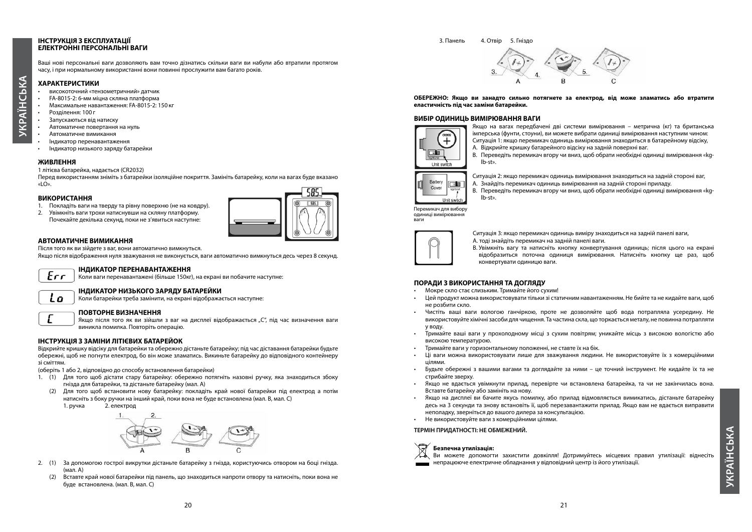## ІНСТРУКЦІЯ З ЕКСПЛУАТАЦІЇ
## ЕЛЕКТРОННІ ПЕРСОНАЛЬНІ ВАГИ

Ваші нові персональні ваги дозволяють вам точно дізнатись скільки ваги ви набули або втратили протягом часу, і при нормальному використанні вони повинні прослужити вам багато років.

### ХАРАКТЕРИСТИКИ

- високоточний «тензометричний» датчик
- FA-8015-2: 6-мм міцна скляна платформа
- Максимальне навантаження: FA-8015-2: 150 кг
- Розділення: 100 г
- Запускаються від натиску
- Автоматичне повертання на нуль
- Автоматичне вимикання
- Індикатор перенавантаження
- Індикатор низького заряду батарейки

### ЖИВЛЕННЯ

1 літієва батарейка, надається (CR2032)

Перед використанням зніміть з батарейки ізоляційне покриття. Замініть батарейку, коли на вагах буде вказано «LO».

### ВИКОРИСТАННЯ

1. Покладіть ваги на тверду та рівну поверхню (не на ковдру).
2. Увімкніть ваги трохи натиснувши на скляну платформу. Почекайте декілька секунд, поки не з'явиться наступне:

### АВТОМАТИЧНЕ ВИМИКАННЯ

Після того як ви зійдете з ваг, вони автоматично вимкнуться.

Якщо після відображення нуля зважування не виконується, ваги автоматично вимкнуться десь через 8 секунд.

### ІНДИКАТОР ПЕРЕНАВАНТАЖЕННЯ

Err

Коли ваги перенавантажені (більше 150кг), на екрані ви побачите наступне:

### ІНДИКАТОР НИЗЬКОГО ЗАРЯДУ БАТАРЕЙКИ

Lo

Коли батарейки треба замінити, на екрані відображається наступне:

### ПОВТОРНЕ ВИЗНАЧЕННЯ

C

Якщо після того як ви зійшли з ваг на дисплеї відображається „C", під час визначення ваги виникла помилка. Повторіть операцію.

### ІНСТРУКЦІЯ З ЗАМІНИ ЛІТІЄВИХ БАТАРЕЙОК

Відкрийте кришку відсіку для батарейки та обережно дістаньте батарейку; під час діставання батарейки будьте обережні, щоб не погнути електрод, бо він може зламатись. Викиньте батарейку до відповідного контейнеру зі сміттям.

(оберіть 1 або 2, відповідно до способу встановлення батарейки)

1. (1) Для того щоб дістати стару батарейку: обережно потягніть назовні ручку, яка знаходиться збоку гнізда для батарейки, та дістаньте батарейку (мал. А)
   (2) Для того щоб встановити нову батарейку: покладіть край нової батарейки під електрод а потім натисніть з боку ручки на інший край, поки вона не буде встановлена (мал. В, мал. С)
   1. ручка 2. електрод
2. (1) За допомогою гострої викрутки дістаньте батарейку з гнізда, користуючись отвором на боці гнізда. (мал. А)
   (2) Вставте край нової батарейки під панель, що знаходиться напроти отвору та натисніть, поки вона не буде встановлена. (мал. В, мал. С)

3. Панель 4. Отвір 5. Гніздо

**ОБЕРЕЖНО: Якщо ви занадто сильно потягнете за електрод, від може зламатись або втратити еластичність під час заміни батарейки.**

### ВИБІР ОДИНИЦЬ ВИМІРЮВАННЯ ВАГИ

Якщо на вагах передбачені дві системи вимірювання – метрична (кг) та британська імперська (фунти, стоуни), ви можете вибрати одиниці вимірювання наступним чином:

Ситуація 1: якщо перемикач одиниць вимірювання знаходиться в батарейному відсіку,

A. Відкрийте кришку батарейного відсіку на задній поверхні ваг.
B. Переведіть перемикач вгору чи вниз, щоб обрати необхідні одиниці вимірювання «kg-lb-st».

Ситуація 2: якщо перемикач одиниць вимірювання знаходиться на задній стороні ваг,

A. Знайдіть перемикач одиниць вимірювання на задній стороні приладу.
B. Переведіть перемикач вгору чи вниз, щоб обрати необхідні одиниці вимірювання «kg-lb-st».

Перемикач для вибору одиниці вимірювання ваги

Ситуація 3: якщо перемикач одиниць виміру знаходиться на задній панелі ваги,

A. тоді знайдіть перемикач на задній панелі ваги.
B. Увімкніть вагу та натисніть кнопку конвертування одиниць; після цього на екрані відобразиться поточна одиниця вимірювання. Натисніть кнопку ще раз, щоб конвертувати одиницю ваги.

### ПОРАДИ З ВИКОРИСТАННЯ ТА ДОГЛЯДУ

- Мокре скло стає слизьким. Тримайте його сухим!
- Цей продукт можна використовувати тільки зі статичним навантаженням. Не бийте та не кидайте ваги, щоб не розбити скло.
- Чистіть ваші ваги вологою ганчіркою, проте не дозволяйте щоб вода потрапляла усередину. Не використовуйте хімічні засоби для чищення. Та частина скла, що торкається металу, не повинна потрапляти у воду.
- Тримайте ваші ваги у прохолодному місці з сухим повітрям; уникайте місць з високою вологістю або високою температурою.
- Тримайте ваги у горизонтальному положенні, не ставте їх на бік.
- Ці ваги можна використовувати лише для зважування людини. Не використовуйте їх з комерційними цілями.
- Будьте обережні з вашими вагами та доглядайте за ними – це точний інструмент. Не кидайте їх та не стрибайте зверху.
- Якщо не вдається увімкнути прилад, перевірте чи встановлена батарейка, та чи не закінчилась вона. Вставте батарейку або замініть на нову.
- Якщо на дисплеї ви бачите якусь помилку, або прилад відмовляється вимикатись, дістаньте батарейку десь на 3 секунди та знову встановіть її, щоб перезавантажити прилад. Якщо вам не вдається виправити неполадку, зверніться до вашого дилера за консультацією.
- Не використовуйте ваги з комерційними цілями.

**ТЕРМІН ПРИДАТНОСТІ: НЕ ОБМЕЖЕНИЙ.**

**Безпечна утилізація:**

Ви можете допомогти захистити довкілля! Дотримуйтесь місцевих правил утилізації: віднесіть непрацюююче електричне обладнання у відповідний центр із його утилізації.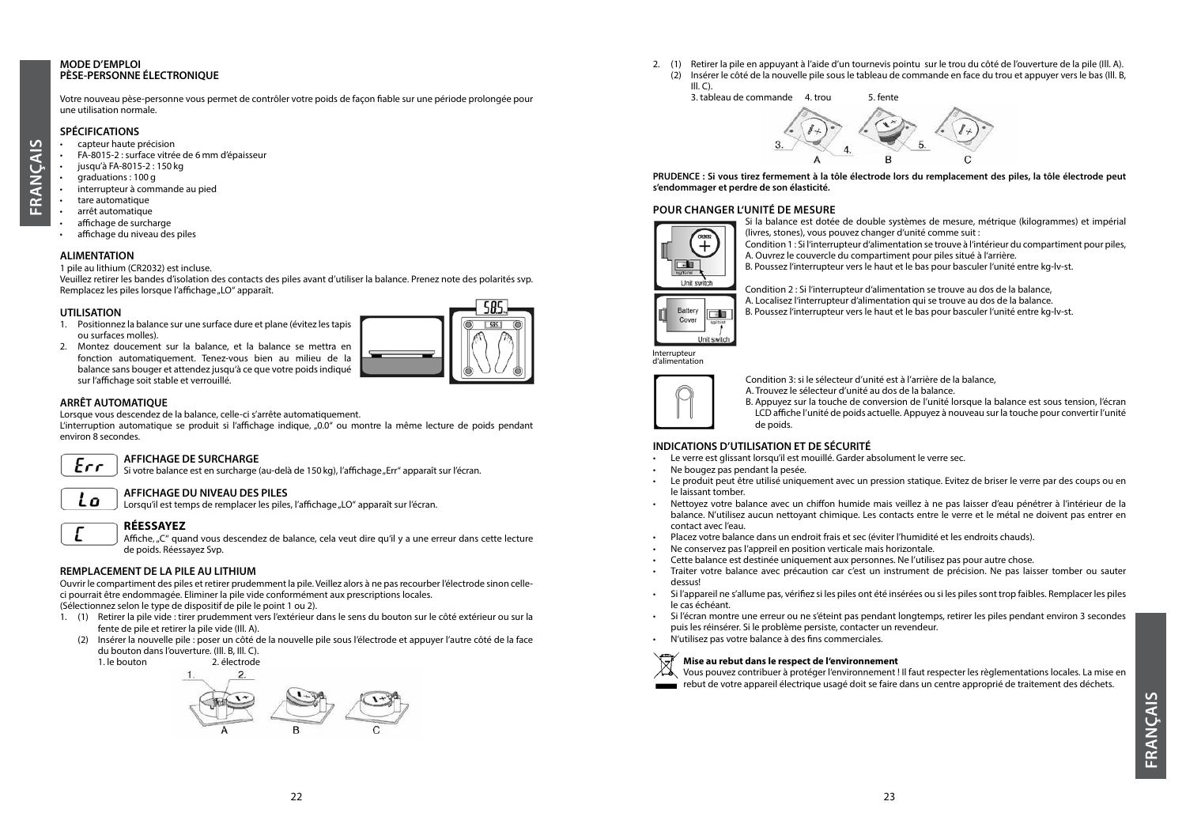# MODE D'EMPLOI
# PÈSE-PERSONNE ÉLECTRONIQUE

Votre nouveau pèse-personne vous permet de contrôler votre poids de façon fiable sur une période prolongée pour une utilisation normale.

## SPÉCIFICATIONS

- capteur haute précision
- FA-8015-2 : surface vitrée de 6 mm d'épaisseur
- jusqu'à FA-8015-2 : 150 kg
- graduations : 100 g
- interrupteur à commande au pied
- tare automatique
- arrêt automatique
- affichage de surcharge
- affichage du niveau des piles

## ALIMENTATION

1 pile au lithium (CR2032) est incluse.
Veuillez retirer les bandes d'isolation des contacts des piles avant d'utiliser la balance. Prenez note des polarités svp. Remplacez les piles lorsque l'affichage „LO" apparaît.

## UTILISATION

1. Positionnez la balance sur une surface dure et plane (évitez les tapis ou surfaces molles).
2. Montez doucement sur la balance, et la balance se mettra en fonction automatiquement. Tenez-vous bien au milieu de la balance sans bouger et attendez jusqu'à ce que votre poids indiqué sur l'affichage soit stable et verrouillé.

## ARRÊT AUTOMATIQUE

Lorsque vous descendez de la balance, celle-ci s'arrête automatiquement.
L'interruption automatique se produit si l'affichage indique, „0.0" ou montre la même lecture de poids pendant environ 8 secondes.

### AFFICHAGE DE SURCHARGE

Si votre balance est en surcharge (au-delà de 150 kg), l'affichage „Err" apparaît sur l'écran.

### AFFICHAGE DU NIVEAU DES PILES

Lorsqu'il est temps de remplacer les piles, l'affichage „LO" apparaît sur l'écran.

### RÉESSAYEZ

Affiche, „C" quand vous descendez de balance, cela veut dire qu'il y a une erreur dans cette lecture de poids. Réessayez Svp.

## REMPLACEMENT DE LA PILE AU LITHIUM

Ouvrir le compartiment des piles et retirer prudemment la pile. Veillez alors à ne pas recourber l'électrode sinon celle-ci pourrait être endommagée. Eliminer la pile vide conformément aux prescriptions locales.
(Sélectionnez selon le type de dispositif de pile le point 1 ou 2).

1. (1) Retirer la pile vide : tirer prudemment vers l'extérieur dans le sens du bouton sur le côté extérieur ou sur la fente de pile et retirer la pile vide (Ill. A).
   (2) Insérer la nouvelle pile : poser un côté de la nouvelle pile sous l'électrode et appuyer l'autre côté de la face du bouton dans l'ouverture. (Ill. B, Ill. C).
   1. le bouton    2. électrode

   A    B    C

2. (1) Retirer la pile en appuyant à l'aide d'un tournevis pointu sur le trou du côté de l'ouverture de la pile (Ill. A).
   (2) Insérer le côté de la nouvelle pile sous le tableau de commande en face du trou et appuyer vers le bas (Ill. B, Ill. C).
   3. tableau de commande    4. trou    5. fente

   A    B    C

**PRUDENCE : Si vous tirez fermement à la tôle électrode lors du remplacement des piles, la tôle électrode peut s'endommager et perdre de son élasticité.**

## POUR CHANGER L'UNITÉ DE MESURE

Si la balance est dotée de double systèmes de mesure, métrique (kilogrammes) et impérial (livres, stones), vous pouvez changer d'unité comme suit :

Condition 1 : Si l'interrupteur d'alimentation se trouve à l'intérieur du compartiment pour piles,
A. Ouvrez le couvercle du compartiment pour piles situé à l'arrière.
B. Poussez l'interrupteur vers le haut et le bas pour basculer l'unité entre kg-lv-st.

Unit switch

Condition 2 : Si l'interrupteur d'alimentation se trouve au dos de la balance,
A. Localisez l'interrupteur d'alimentation qui se trouve au dos de la balance.
B. Poussez l'interrupteur vers le haut et le bas pour basculer l'unité entre kg-lv-st.

Battery Cover    Unit switch

Interrupteur d'alimentation

Condition 3: si le sélecteur d'unité est à l'arrière de la balance,
A. Trouvez le sélecteur d'unité au dos de la balance.
B. Appuyez sur la touche de conversion de l'unité lorsque la balance est sous tension, l'écran LCD affiche l'unité de poids actuelle. Appuyez à nouveau sur la touche pour convertir l'unité de poids.

## INDICATIONS D'UTILISATION ET DE SÉCURITÉ

- Le verre est glissant lorsqu'il est mouillé. Garder absolument le verre sec.
- Ne bougez pas pendant la pesée.
- Le produit peut être utilisé uniquement avec un pression statique. Evitez de briser le verre par des coups ou en le laissant tomber.
- Nettoyez votre balance avec un chiffon humide mais veillez à ne pas laisser d'eau pénétrer à l'intérieur de la balance. N'utilisez aucun nettoyant chimique. Les contacts entre le verre et le métal ne doivent pas entrer en contact avec l'eau.
- Placez votre balance dans un endroit frais et sec (éviter l'humidité et les endroits chauds).
- Ne conservez pas l'appreil en position verticale mais horizontale.
- Cette balance est destinée uniquement aux personnes. Ne l'utilisez pas pour autre chose.
- Traiter votre balance avec précaution car c'est un instrument de précision. Ne pas laisser tomber ou sauter dessus!
- Si l'appareil ne s'allume pas, vérifiez si les piles ont été insérées ou si les piles sont trop faibles. Remplacer les piles le cas échéant.
- Si l'écran montre une erreur ou ne s'éteint pas pendant longtemps, retirer les piles pendant environ 3 secondes puis les réinsérer. Si le problème persiste, contacter un revendeur.
- N'utilisez pas votre balance à des fins commerciales.

**Mise au rebut dans le respect de l'environnement**
Vous pouvez contribuer à protéger l'environnement ! Il faut respecter les règlementations locales. La mise en rebut de votre appareil électrique usagé doit se faire dans un centre approprié de traitement des déchets.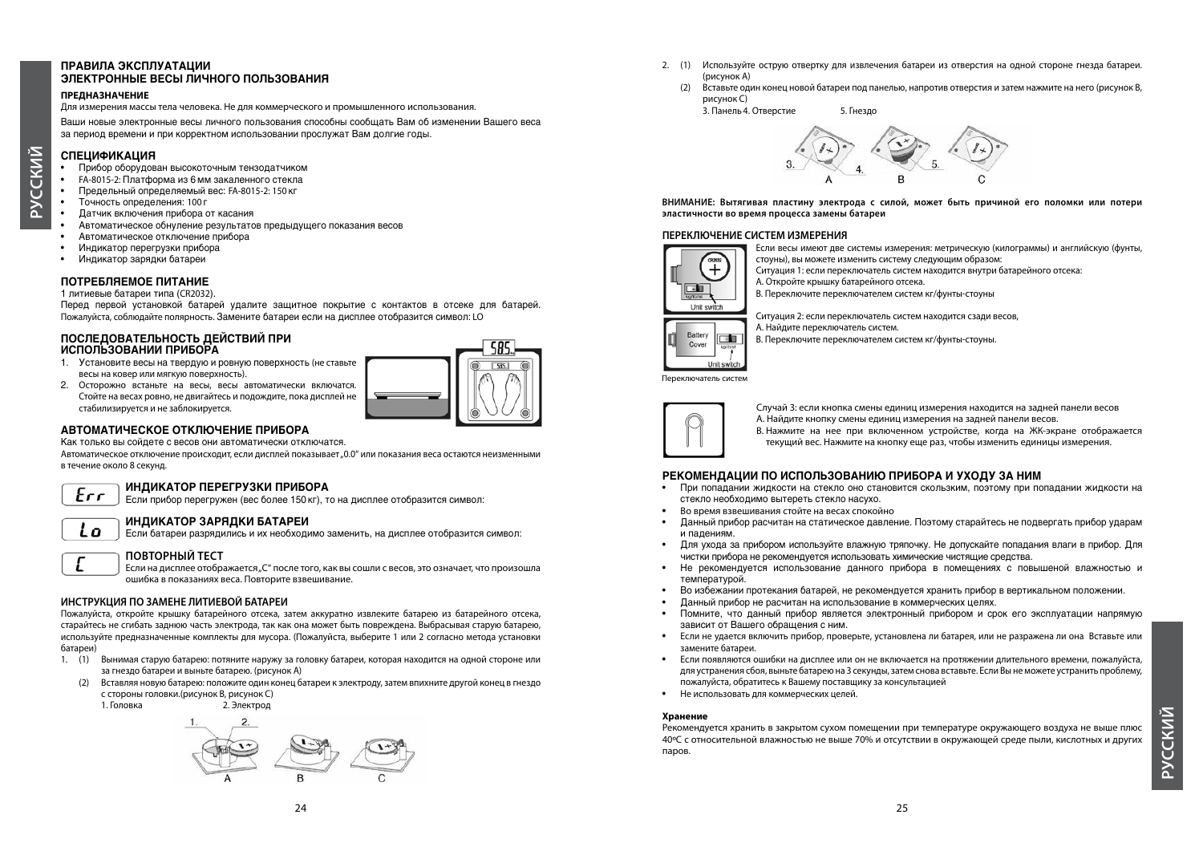# ПРАВИЛА ЭКСПЛУАТАЦИИ
# ЭЛЕКТРОННЫЕ ВЕСЫ ЛИЧНОГО ПОЛЬЗОВАНИЯ

### ПРЕДНАЗНАЧЕНИЕ

Для измерения массы тела человека. Не для коммерческого и промышленного использования.

Ваши новые электронные весы личного пользования способны сообщать Вам об изменении Вашего веса за период времени и при корректном использовании прослужат Вам долгие годы.

## СПЕЦИФИКАЦИЯ

- Прибор оборудован высокоточным тензодатчиком
- FA-8015-2: Платформа из 6 мм закаленного стекла
- Предельный определяемый вес: FA-8015-2: 150 кг
- Точность определения: 100 г
- Датчик включения прибора от касания
- Автоматическое обнуление результатов предыдущего показания весов
- Автоматическое отключение прибора
- Индикатор перегрузки прибора
- Индикатор зарядки батареи

## ПОТРЕБЛЯЕМОЕ ПИТАНИЕ

1 литиевые батареи типа (CR2032).

Перед первой установкой батарей удалите защитное покрытие с контактов в отсеке для батарей. Пожалуйста, соблюдайте полярность. Замените батареи если на дисплее отобразится символ: LO

## ПОСЛЕДОВАТЕЛЬНОСТЬ ДЕЙСТВИЙ ПРИ ИСПОЛЬЗОВАНИИ ПРИБОРА

1. Установите весы на твердую и ровную поверхность (не ставьте весы на ковер или мягкую поверхность).
2. Осторожно встаньте на весы, весы автоматически включатся. Стойте на весах ровно, не двигайтесь и подождите, пока дисплей не стабилизируется и не заблокируется.

## АВТОМАТИЧЕСКОЕ ОТКЛЮЧЕНИЕ ПРИБОРА

Как только вы сойдете с весов они автоматически отключатся.

Автоматическое отключение происходит, если дисплей показывает „0.0" или показания веса остаются неизменными в течение около 8 секунд.

## ИНДИКАТОР ПЕРЕГРУЗКИ ПРИБОРА

Err

Если прибор перегружен (вес более 150 кг), то на дисплее отобразится символ:

## ИНДИКАТОР ЗАРЯДКИ БАТАРЕИ

Lo

Если батареи разрядились и их необходимо заменить, на дисплее отобразится символ:

## ПОВТОРНЫЙ ТЕСТ

C

Если на дисплее отображается„C" после того, как вы сошли с весов, это означает, что произошла ошибка в показаниях веса. Повторите взвешивание.

### ИНСТРУКЦИЯ ПО ЗАМЕНЕ ЛИТИЕВОЙ БАТАРЕИ

Пожалуйста, откройте крышку батарейного отсека, затем аккуратно извлеките батарею из батарейного отсека, старайтесь не сгибать заднюю часть электрода, так как она может быть повреждена. Выбрасывая старую батарею, используйте предназначенные комплекты для мусора. (Пожалуйста, выберите 1 или 2 согласно метода установки батареи)

1. (1) Вынимая старую батарею: потяните наружу за головку батареи, которая находится на одной стороне или за гнездо батареи и выньте батарею. (рисунок A)
   (2) Вставляя новую батарею: положите один конец батареи к электроду, затем впихните другой конец в гнездо с стороны головки.(рисунок B, рисунок C)
   1. Головка 2. Электрод

2. (1) Используйте острую отвертку для извлечения батареи из отверстия на одной стороне гнезда батареи. (рисунок A)
   (2) Вставьте один конец новой батареи под панелью, напротив отверстия и затем нажмите на него (рисунок B, рисунок C)
   3. Панель 4. Отверстие 5. Гнездо

**ВНИМАНИЕ: Вытягивая пластину электрода с силой, может быть причиной его поломки или потери эластичности во время процесса замены батареи**

### ПЕРЕКЛЮЧЕНИЕ СИСТЕМ ИЗМЕРЕНИЯ

Если весы имеют две системы измерения: метрическую (килограммы) и английскую (фунты, стоуны), вы можете изменить систему следующим образом:

Ситуация 1: если переключатель систем находится внутри батарейного отсека:
A. Откройте крышку батарейного отсека.
B. Переключите переключателем систем кг/фунты-стоуны

Ситуация 2: если переключатель систем находится сзади весов,
A. Найдите переключатель систем.
B. Переключите переключателем систем кг/фунты-стоуны.

Переключатель систем

Случай 3: если кнопка смены единиц измерения находится на задней панели весов
A. Найдите кнопку смены единиц измерения на задней панели весов.
B. Нажмите на нее при включенном устройстве, когда на ЖК-экране отображается текущий вес. Нажмите на кнопку еще раз, чтобы изменить единицы измерения.

## РЕКОМЕНДАЦИИ ПО ИСПОЛЬЗОВАНИЮ ПРИБОРА И УХОДУ ЗА НИМ

- При попадании жидкости на стекло оно становится скользким, поэтому при попадании жидкости на стекло необходимо вытереть стекло насухо.
- Во время взвешивания стойте на весах спокойно
- Данный прибор расчитан на статическое давление. Поэтому старайтесь не подвергать прибор ударам и падениям.
- Для ухода за прибором используйте влажную тряпочку. Не допускайте попадания влаги в прибор. Для чистки прибора не рекомендуется использовать химические чистящие средства.
- Не рекомендуется использование данного прибора в помещениях с повышеной влажностью и температурой.
- Во избежании протекания батарей, не рекомендуется хранить прибор в вертикальном положении.
- Данный прибор не расчитан на использование в коммерческих целях.
- Помните, что данный прибор является электронный прибором и срок его эксплуатации напрямую зависит от Вашего обращения с ним.
- Если не удается включить прибор, проверьте, установлена ли батарея, или не разражена ли она Вставьте или замените батареи.
- Если появляются ошибки на дисплее или он не включается на протяжении длительного времени, пожалуйста, для устранения сбоя, выньте батарею на 3 секунды, затем снова вставьте. Если Вы не можете устранить проблему, пожалуйста, обратитесь к Вашему поставщику за консультацией
- Не использовать для коммерческих целей.

**Хранение**

Рекомендуется хранить в закрытом сухом помещении при температуре окружающего воздуха не выше плюс 40ºС с относительной влажностью не выше 70% и отсутствии в окружающей среде пыли, кислотных и других паров.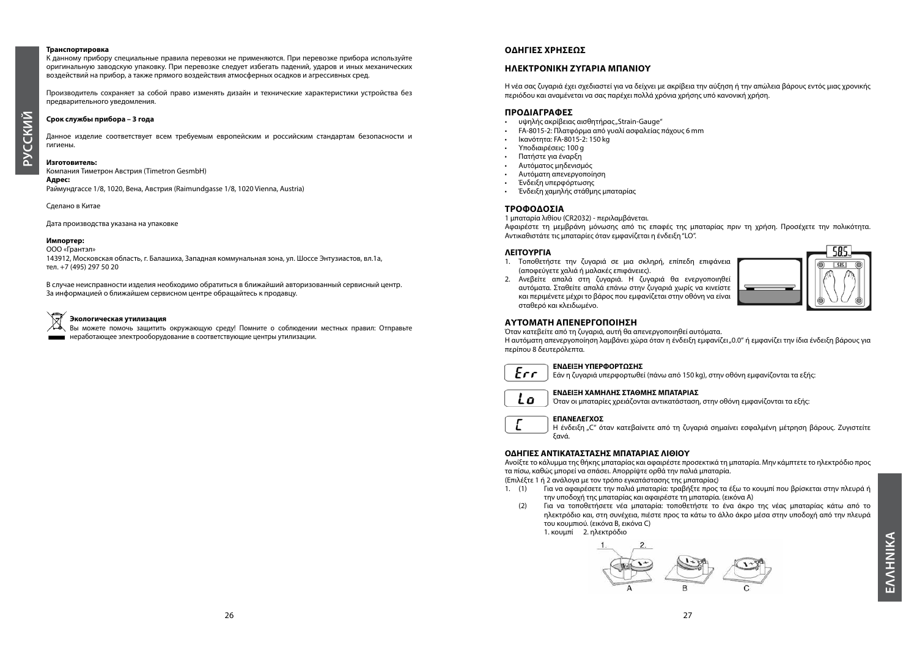**Транспортировка**
К данному прибору специальные правила перевозки не применяются. При перевозке прибора используйте оригинальную заводскую упаковку. При перевозке следует избегать падений, ударов и иных механических воздействий на прибор, а также прямого воздействия атмосферных осадков и агрессивных сред.

Производитель сохраняет за собой право изменять дизайн и технические характеристики устройства без предварительного уведомления.

**Срок службы прибора – 3 года**

Данное изделие соответствует всем требуемым европейским и российским стандартам безопасности и гигиены.

**Изготовитель:**
Компания Тиметрон Австрия (Timetron GesmbH)
**Адрес:**
Раймундгассе 1/8, 1020, Вена, Австрия (Raimundgasse 1/8, 1020 Vienna, Austria)

Сделано в Китае

Дата производства указана на упаковке

**Импортер:**
ООО «Грантэл»
143912, Московская область, г. Балашиха, Западная коммунальная зона, ул. Шоссе Энтузиастов, вл.1а,
тел. +7 (495) 297 50 20

В случае неисправности изделия необходимо обратиться в ближайший авторизованный сервисный центр. За информацией о ближайшем сервисном центре обращайтесь к продавцу.

**Экологическая утилизация**
Вы можете помочь защитить окружающую среду! Помните о соблюдении местных правил: Отправьте неработающее электрооборудование в соответствующие центры утилизации.

## ΟΔΗΓΙΕΣ ΧΡΗΣΕΩΣ

## ΗΛΕΚΤΡΟΝΙΚΗ ΖΥΓΑΡΙΑ ΜΠΑΝΙΟΥ

Η νέα σας ζυγαριά έχει σχεδιαστεί για να δείχνει με ακρίβεια την αύξηση ή την απώλεια βάρους εντός μιας χρονικής περιόδου και αναμένεται να σας παρέχει πολλά χρόνια χρήσης υπό κανονική χρήση.

### ΠΡΟΔΙΑΓΡΑΦΕΣ

- υψηλής ακρίβειας αισθητήρας„Strain-Gauge"
- FA-8015-2: Πλατφόρμα από γυαλί ασφαλείας πάχους 6 mm
- Ικανότητα: FA-8015-2: 150 kg
- Υποδιαιρέσεις: 100 g
- Πατήστε για έναρξη
- Αυτόματος μηδενισμός
- Αυτόματη απενεργοποίηση
- Ένδειξη υπερφόρτωσης
- Ένδειξη χαμηλής στάθμης μπαταρίας

### ΤΡΟΦΟΔΟΣΙΑ

1 μπαταρία λιθίου (CR2032) - περιλαμβάνεται.
Αφαιρέστε τη μεμβράνη μόνωσης από τις επαφές της μπαταρίας πριν τη χρήση. Προσέχετε την πολικότητα. Αντικαθιστάτε τις μπαταρίες όταν εμφανίζεται η ένδειξη "LO".

### ΛΕΙΤΟΥΡΓΙΑ

1. Τοποθετήστε την ζυγαριά σε μια σκληρή, επίπεδη επιφάνεια (αποφεύγετε χαλιά ή μαλακές επιφάνειες).
2. Ανεβείτε απαλά στη ζυγαριά. Η ζυγαριά θα ενεργοποιηθεί αυτόματα. Σταθείτε απαλά επάνω στην ζυγαριά χωρίς να κινείστε και περιμένετε μέχρι το βάρος που εμφανίζεται στην οθόνη να είναι σταθερό και κλειδωμένο.

### ΑΥΤΟΜΑΤΗ ΑΠΕΝΕΡΓΟΠΟΙΗΣΗ

Όταν κατεβείτε από τη ζυγαριά, αυτή θα απενεργοποιηθεί αυτόματα.
Η αυτόματη απενεργοποίηση λαμβάνει χώρα όταν η ένδειξη εμφανίζει „0.0" ή εμφανίζει την ίδια ένδειξη βάρους για περίπου 8 δευτερόλεπτα.

**ΕΝΔΕΙΞΗ ΥΠΕΡΦΟΡΤΩΣΗΣ**
Err
Εάν η ζυγαριά υπερφορτωθεί (πάνω από 150 kg), στην οθόνη εμφανίζονται τα εξής:

**ΕΝΔΕΙΞΗ ΧΑΜΗΛΗΣ ΣΤΑΘΜΗΣ ΜΠΑΤΑΡΙΑΣ**
Lo
Όταν οι μπαταρίες χρειάζονται αντικατάσταση, στην οθόνη εμφανίζονται τα εξής:

**ΕΠΑΝΕΛΕΓΧΟΣ**
C
Η ένδειξη „C" όταν κατεβαίνετε από τη ζυγαριά σημαίνει εσφαλμένη μέτρηση βάρους. Ζυγιστείτε ξανά.

### ΟΔΗΓΙΕΣ ΑΝΤΙΚΑΤΑΣΤΑΣΗΣ ΜΠΑΤΑΡΙΑΣ ΛΙΘΙΟΥ

Ανοίξτε το κάλυμμα της θήκης μπαταρίας και αφαιρέστε προσεκτικά τη μπαταρία. Μην κάμπτετε το ηλεκτρόδιο προς τα πίσω, καθώς μπορεί να σπάσει. Απορρίψτε ορθά την παλιά μπαταρία.
(Επιλέξτε 1 ή 2 ανάλογα με τον τρόπο εγκατάστασης της μπαταρίας)

1. (1) Για να αφαιρέσετε την παλιά μπαταρία: τραβήξτε προς τα έξω το κουμπί που βρίσκεται στην πλευρά ή την υποδοχή της μπαταρίας και αφαιρέστε τη μπαταρία. (εικόνα A)
   (2) Για να τοποθετήσετε νέα μπαταρία: τοποθετήστε το ένα άκρο της νέας μπαταρίας κάτω από το ηλεκτρόδιο και, στη συνέχεια, πιέστε προς τα κάτω το άλλο άκρο μέσα στην υποδοχή από την πλευρά του κουμπιού. (εικόνα B, εικόνα C)
   1. κουμπί 2. ηλεκτρόδιο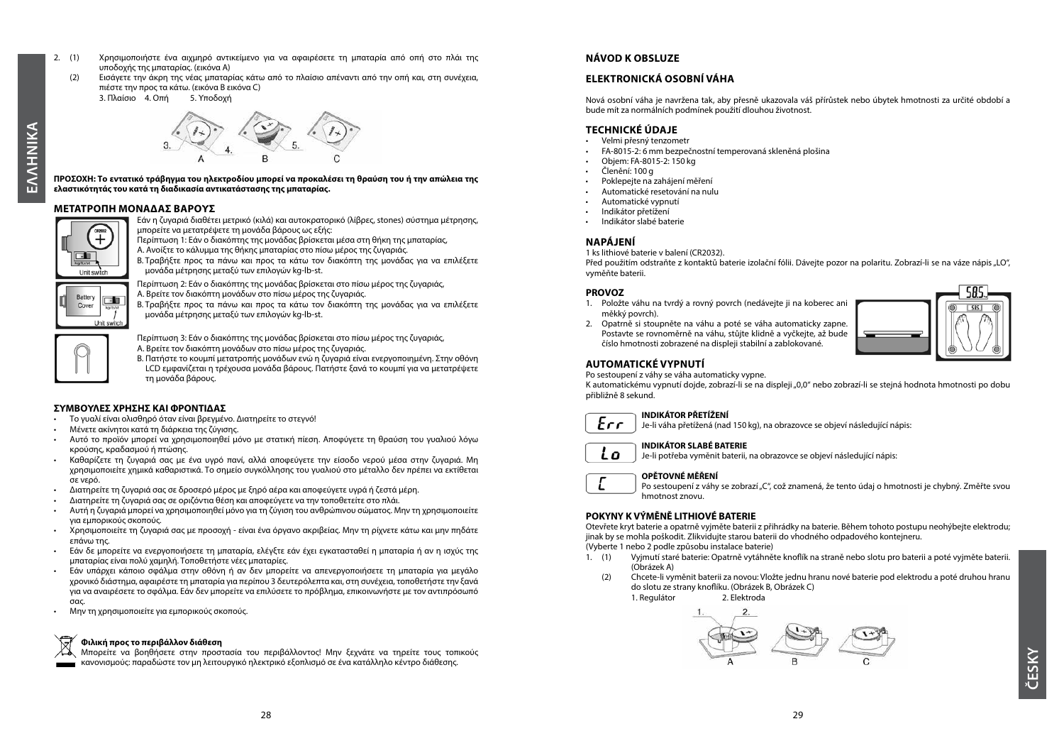2. (1) Χρησιμοποιήστε ένα αιχμηρό αντικείμενο για να αφαιρέσετε τη μπαταρία από οπή στο πλάι της υποδοχής της μπαταρίας. (εικόνα A)
   (2) Εισάγετε την άκρη της νέας μπαταρίας κάτω από το πλαίσιο απέναντι από την οπή και, στη συνέχεια, πιέστε την προς τα κάτω. (εικόνα B εικόνα C)
   3. Πλαίσιο 4. Οπή 5. Υποδοχή

**ΠΡΟΣΟΧΗ: Το εντατικό τράβηγμα του ηλεκτροδίου μπορεί να προκαλέσει τη θραύση του ή την απώλεια της ελαστικότητάς του κατά τη διαδικασία αντικατάστασης της μπαταρίας.**

### ΜΕΤΑΤΡΟΠΗ ΜΟΝΑΔΑΣ ΒΑΡΟΥΣ

Εάν η ζυγαριά διαθέτει μετρικό (κιλά) και αυτοκρατορικό (λίβρες, stones) σύστημα μέτρησης, μπορείτε να μετατρέψετε τη μονάδα βάρους ως εξής:

Περίπτωση 1: Εάν ο διακόπτης της μονάδας βρίσκεται μέσα στη θήκη της μπαταρίας,
A. Ανοίξτε το κάλυμμα της θήκης μπαταρίας στο πίσω μέρος της ζυγαριάς.
B. Τραβήξτε προς τα πάνω και προς τα κάτω τον διακόπτη της μονάδας για να επιλέξετε μονάδα μέτρησης μεταξύ των επιλογών kg-lb-st.

Περίπτωση 2: Εάν ο διακόπτης της μονάδας βρίσκεται στο πίσω μέρος της ζυγαριάς,
A. Βρείτε τον διακόπτη μονάδων στο πίσω μέρος της ζυγαριάς.
B. Τραβήξτε προς τα πάνω και προς τα κάτω τον διακόπτη της μονάδας για να επιλέξετε μονάδα μέτρησης μεταξύ των επιλογών kg-lb-st.

Περίπτωση 3: Εάν ο διακόπτης της μονάδας βρίσκεται στο πίσω μέρος της ζυγαριάς,
A. Βρείτε τον διακόπτη μονάδων στο πίσω μέρος της ζυγαριάς.
B. Πατήστε το κουμπί μετατροπής μονάδων ενώ η ζυγαριά είναι ενεργοποιημένη. Στην οθόνη LCD εμφανίζεται η τρέχουσα μονάδα βάρους. Πατήστε ξανά το κουμπί για να μετατρέψετε τη μονάδα βάρους.

### ΣΥΜΒΟΥΛΕΣ ΧΡΗΣΗΣ ΚΑΙ ΦΡΟΝΤΙΔΑΣ

- Το γυαλί είναι ολισθηρό όταν είναι βρεγμένο. Διατηρείτε το στεγνό!
- Μένετε ακίνητοι κατά τη διάρκεια της ζύγισης.
- Αυτό το προϊόν μπορεί να χρησιμοποιηθεί μόνο με στατική πίεση. Αποφύγετε τη θραύση του γυαλιού λόγω κρούσης, κραδασμού ή πτώσης.
- Καθαρίζετε τη ζυγαριά σας με ένα υγρό πανί, αλλά αποφεύγετε την είσοδο νερού μέσα στην ζυγαριά. Μη χρησιμοποιείτε χημικά καθαριστικά. Το σημείο συγκόλλησης του γυαλιού στο μέταλλο δεν πρέπει να εκτίθεται σε νερό.
- Διατηρείτε τη ζυγαριά σας σε δροσερό μέρος με ξηρό αέρα και αποφεύγετε υγρά ή ζεστά μέρη.
- Διατηρείτε τη ζυγαριά σας σε οριζόντια θέση και αποφεύγετε να την τοποθετείτε στο πλάι.
- Αυτή η ζυγαριά μπορεί να χρησιμοποιηθεί μόνο για τη ζύγιση του ανθρώπινου σώματος. Μην τη χρησιμοποιείτε για εμπορικούς σκοπούς.
- Χρησιμοποιείτε τη ζυγαριά σας με προσοχή - είναι ένα όργανο ακριβείας. Μην τη ρίχνετε κάτω και μην πηδάτε επάνω της.
- Εάν δε μπορείτε να ενεργοποιήσετε τη μπαταρία, ελέγξτε εάν έχει εγκατασταθεί η μπαταρία ή αν η ισχύς της μπαταρίας είναι πολύ χαμηλή. Τοποθετήστε νέες μπαταρίες.
- Εάν υπάρχει κάποιο σφάλμα στην οθόνη ή αν δεν μπορείτε να απενεργοποιήσετε τη μπαταρία για μεγάλο χρονικό διάστημα, αφαιρέστε τη μπαταρία για περίπου 3 δευτερόλεπτα και, στη συνέχεια, τοποθετήστε την ξανά για να αναιρέσετε το σφάλμα. Εάν δεν μπορείτε να επιλύσετε το πρόβλημα, επικοινωνήστε με τον αντιπρόσωπό σας.
- Μην τη χρησιμοποιείτε για εμπορικούς σκοπούς.

**Φιλική προς το περιβάλλον διάθεση**
Μπορείτε να βοηθήσετε στην προστασία του περιβάλλοντος! Μην ξεχνάτε να τηρείτε τους τοπικούς κανονισμούς: παραδώστε τον μη λειτουργικό ηλεκτρικό εξοπλισμό σε ένα κατάλληλο κέντρο διάθεσης.

## NÁVOD K OBSLUZE

## ELEKTRONICKÁ OSOBNÍ VÁHA

Nová osobní váha je navržena tak, aby přesně ukazovala váš přírůstek nebo úbytek hmotnosti za určité období a bude mít za normálních podmínek použití dlouhou životnost.

### TECHNICKÉ ÚDAJE

- Velmi přesný tenzometr
- FA-8015-2: 6 mm bezpečnostní temperovaná skleněná plošina
- Objem: FA-8015-2: 150 kg
- Členění: 100 g
- Poklepejte na zahájení měření
- Automatické resetování na nulu
- Automatické vypnutí
- Indikátor přetížení
- Indikátor slabé baterie

### NAPÁJENÍ

1 ks lithiové baterie v balení (CR2032).
Před použitím odstraňte z kontaktů baterie izolační fólii. Dávejte pozor na polaritu. Zobrazí-li se na váze nápis „LO", vyměňte baterii.

### PROVOZ

1. Položte váhu na tvrdý a rovný povrch (nedávejte ji na koberec ani měkký povrch).
2. Opatrně si stoupněte na váhu a poté se váha automaticky zapne. Postavte se rovnoměrně na váhu, stůjte klidně a vyčkejte, až bude číslo hmotnosti zobrazené na displeji stabilní a zablokované.

### AUTOMATICKÉ VYPNUTÍ

Po sestoupení z váhy se váha automaticky vypne.
K automatickému vypnutí dojde, zobrazí-li se na displeji „0,0" nebo zobrazí-li se stejná hodnota hmotnosti po dobu přibližně 8 sekund.

**INDIKÁTOR PŘETÍŽENÍ**
Je-li váha přetížená (nad 150 kg), na obrazovce se objeví následující nápis: Err

**INDIKÁTOR SLABÉ BATERIE**
Je-li potřeba vyměnit baterii, na obrazovce se objeví následující nápis: Lo

**OPĚTOVNÉ MĚŘENÍ**
Po sestoupení z váhy se zobrazí „C", což znamená, že tento údaj o hmotnosti je chybný. Změřte svou hmotnost znovu.

### POKYNY K VÝMĚNĚ LITHIOVÉ BATERIE

Otevřete kryt baterie a opatrně vyjměte baterii z přihrádky na baterie. Během tohoto postupu neohýbejte elektrodu; jinak by se mohla poškodit. Zlikvidujte starou baterii do vhodného odpadového kontejneru.
(Vyberte 1 nebo 2 podle způsobu instalace baterie)

1. (1) Vyjmutí staré baterie: Opatrně vytáhněte knoflík na straně nebo slotu pro baterii a poté vyjměte baterii. (Obrázek A)
   (2) Chcete-li vyměnit baterii za novou: Vložte jednu hranu nové baterie pod elektrodu a poté druhou hranu do slotu ze strany knoflíku. (Obrázek B, Obrázek C)
   1. Regulátor 2. Elektroda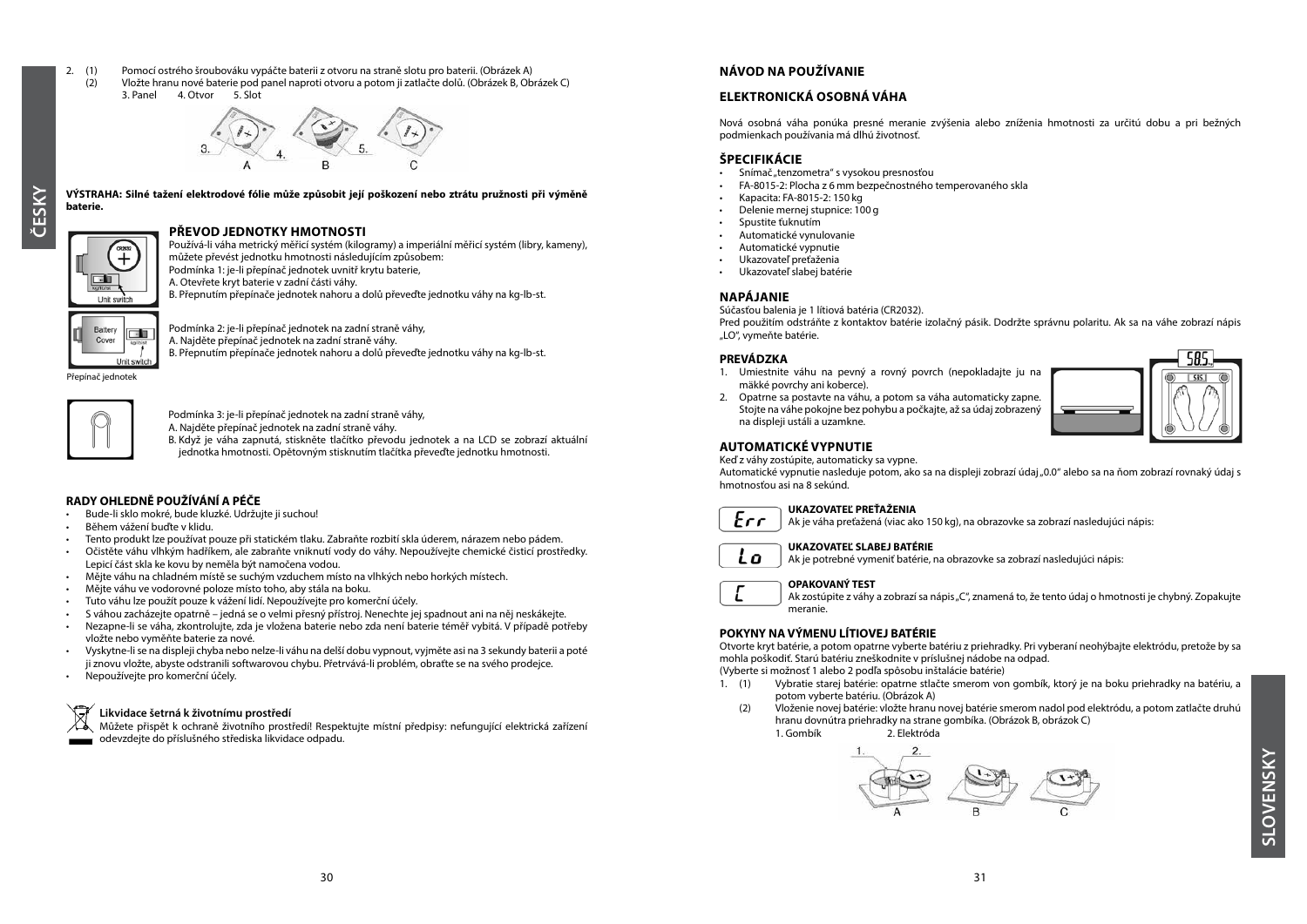2. (1) Pomocí ostrého šroubováku vypáčte baterii z otvoru na straně slotu pro baterii. (Obrázek A)
   (2) Vložte hranu nové baterie pod panel naproti otvoru a potom ji zatlačte dolů. (Obrázek B, Obrázek C)
   3. Panel 4. Otvor 5. Slot

**VÝSTRAHA: Silné tažení elektrodové fólie může způsobit její poškození nebo ztrátu pružnosti při výměně baterie.**

## PŘEVOD JEDNOTKY HMOTNOSTI

Používá-li váha metrický měřicí systém (kilogramy) a imperiální měřicí systém (libry, kameny), můžete převést jednotku hmotnosti následujícím způsobem:

Podmínka 1: je-li přepínač jednotek uvnitř krytu baterie,
A. Otevřete kryt baterie v zadní části váhy.
B. Přepnutím přepínače jednotek nahoru a dolů převeďte jednotku váhy na kg-lb-st.

Podmínka 2: je-li přepínač jednotek na zadní straně váhy,
A. Najděte přepínač jednotek na zadní straně váhy.
B. Přepnutím přepínače jednotek nahoru a dolů převeďte jednotku váhy na kg-lb-st.

Přepínač jednotek

Podmínka 3: je-li přepínač jednotek na zadní straně váhy,
A. Najděte přepínač jednotek na zadní straně váhy.
B. Když je váha zapnutá, stiskněte tlačítko převodu jednotek a na LCD se zobrazí aktuální jednotka hmotnosti. Opětovným stisknutím tlačítka převeďte jednotku hmotnosti.

## RADY OHLEDNĚ POUŽÍVÁNÍ A PÉČE

- Bude-li sklo mokré, bude kluzké. Udržujte ji suchou!
- Během vážení buďte v klidu.
- Tento produkt lze používat pouze při statickém tlaku. Zabraňte rozbití skla úderem, nárazem nebo pádem.
- Očistěte váhu vlhkým hadříkem, ale zabraňte vniknutí vody do váhy. Nepoužívejte chemické čisticí prostředky. Lepicí část skla ke kovu by neměla být namočena vodou.
- Mějte váhu na chladném místě se suchým vzduchem místo na vlhkých nebo horkých místech.
- Mějte váhu ve vodorovné poloze místo toho, aby stála na boku.
- Tuto váhu lze použít pouze k vážení lidí. Nepoužívejte pro komerční účely.
- S váhou zacházejte opatrně – jedná se o velmi přesný přístroj. Nenechte jej spadnout ani na něj neskákejte.
- Nezapne-li se váha, zkontrolujte, zda je vložena baterie nebo zda není baterie téměř vybitá. V případě potřeby vložte nebo vyměňte baterie za nové.
- Vyskytne-li se na displeji chyba nebo nelze-li váhu na delší dobu vypnout, vyjměte asi na 3 sekundy baterii a poté ji znovu vložte, abyste odstranili softwarovou chybu. Přetrvává-li problém, obraťte se na svého prodejce.
- Nepoužívejte pro komerční účely.

**Likvidace šetrná k životnímu prostředí**

Můžete přispět k ochraně životního prostředí! Respektujte místní předpisy: nefungující elektrická zařízení odevzdejte do příslušného střediska likvidace odpadu.

# NÁVOD NA POUŽÍVANIE

## ELEKTRONICKÁ OSOBNÁ VÁHA

Nová osobná váha ponúka presné meranie zvýšenia alebo zníženia hmotnosti za určitú dobu a pri bežných podmienkach používania má dlhú životnosť.

## ŠPECIFIKÁCIE

- Snímač „tenzometra" s vysokou presnosťou
- FA-8015-2: Plocha z 6 mm bezpečnostného temperovaného skla
- Kapacita: FA-8015-2: 150 kg
- Delenie mernej stupnice: 100 g
- Spustite ťuknutím
- Automatické vynulovanie
- Automatické vypnutie
- Ukazovateľ preťaženia
- Ukazovateľ slabej batérie

## NAPÁJANIE

Súčasťou balenia je 1 lítiová batéria (CR2032).
Pred použitím odstráňte z kontaktov batérie izolačný pásik. Dodržte správnu polaritu. Ak sa na váhe zobrazí nápis „LO", vymeňte batérie.

## PREVÁDZKA

1. Umiestnite váhu na pevný a rovný povrch (nepokladajte ju na mäkké povrchy ani koberce).
2. Opatrne sa postavte na váhu, a potom sa váha automaticky zapne. Stojte na váhe pokojne bez pohybu a počkajte, až sa údaj zobrazený na displeji ustáli a uzamkne.

## AUTOMATICKÉ VYPNUTIE

Keď z váhy zostúpite, automaticky sa vypne.
Automatické vypnutie nasleduje potom, ako sa na displeji zobrazí údaj „0.0" alebo sa na ňom zobrazí rovnaký údaj s hmotnosťou asi na 8 sekúnd.

**UKAZOVATEĽ PREŤAŽENIA**
Ak je váha preťažená (viac ako 150 kg), na obrazovke sa zobrazí nasledujúci nápis: Err

**UKAZOVATEĽ SLABEJ BATÉRIE**
Ak je potrebné vymeniť batérie, na obrazovke sa zobrazí nasledujúci nápis: Lo

**OPAKOVANÝ TEST**
Ak zostúpite z váhy a zobrazí sa nápis „C", znamená to, že tento údaj o hmotnosti je chybný. Zopakujte meranie.

## POKYNY NA VÝMENU LÍTIOVEJ BATÉRIE

Otvorte kryt batérie, a potom opatrne vyberte batériu z priehradky. Pri vyberaní neohýbajte elektródu, pretože by sa mohla poškodiť. Starú batériu zneškodnite v príslušnej nádobe na odpad.
(Vyberte si možnosť 1 alebo 2 podľa spôsobu inštalácie batérie)

1. (1) Vybratie starej batérie: opatrne stlačte smerom von gombík, ktorý je na boku priehradky na batériu, a potom vyberte batériu. (Obrázok A)
   (2) Vloženie novej batérie: vložte hranu novej batérie smerom nadol pod elektródu, a potom zatlačte druhú hranu dovnútra priehradky na strane gombíka. (Obrázok B, obrázok C)
   1. Gombík 2. Elektróda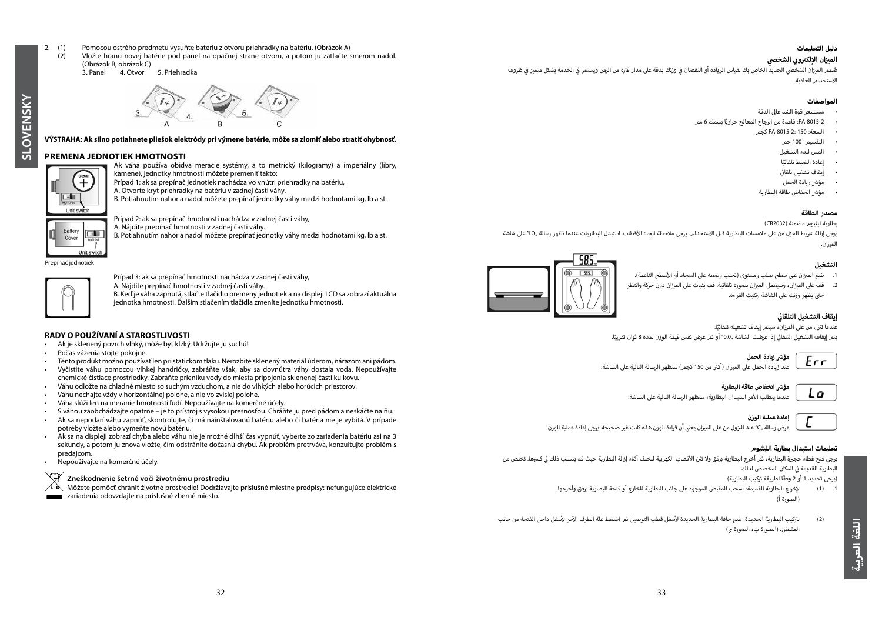2. (1) Pomocou ostrého predmetu vysuňte batériu z otvoru priehradky na batériu. (Obrázok A)
   (2) Vložte hranu novej batérie pod panel na opačnej strane otvoru, a potom ju zatlačte smerom nadol. (Obrázok B, obrázok C)
   3. Panel 4. Otvor 5. Priehradka

**VÝSTRAHA: Ak silno potiahnete pliešok elektródy pri výmene batérie, môže sa zlomiť alebo stratiť ohybnosť.**

## PREMENA JEDNOTIEK HMOTNOSTI

Ak váha používa obidva meracie systémy, a to metrický (kilogramy) a imperiálny (libry, kamene), jednotky hmotnosti môžete premeniť takto:

Prípad 1: ak sa prepínač jednotiek nachádza vo vnútri priehradky na batériu,
A. Otvorte kryt priehradky na batériu v zadnej časti váhy.
B. Potiahnutím nahor a nadol môžete prepínať jednotky váhy medzi hodnotami kg, lb a st.

Prípad 2: ak sa prepínač hmotnosti nachádza v zadnej časti váhy,
A. Nájdite prepínač hmotnosti v zadnej časti váhy.
B. Potiahnutím nahor a nadol môžete prepínať jednotky váhy medzi hodnotami kg, lb a st.

Prepínač jednotiek

Prípad 3: ak sa prepínač hmotnosti nachádza v zadnej časti váhy,
A. Nájdite prepínač hmotnosti v zadnej časti váhy.
B. Keď je váha zapnutá, stlačte tlačidlo premeny jednotiek a na displeji LCD sa zobrazí aktuálna jednotka hmotnosti. Ďalším stlačením tlačidla zmeníte jednotku hmotnosti.

## RADY O POUŽÍVANÍ A STAROSTLIVOSTI

- Ak je sklenený povrch vlhký, môže byť klzký. Udržujte ju suchú!
- Počas váženia stojte pokojne.
- Tento produkt možno používať len pri statickom tlaku. Nerozbite sklenený materiál úderom, nárazom ani pádom.
- Vyčistite váhu pomocou vlhkej handričky, zabráňte však, aby sa dovnútra váhy dostala voda. Nepoužívajte chemické čistiace prostriedky. Zabráňte prieniku vody do miesta pripojenia sklenenej časti ku kovu.
- Váhu odložte na chladné miesto so suchým vzduchom, a nie do vlhkých alebo horúcich priestorov.
- Váhu nechajte vždy v horizontálnej polohe, a nie vo zvislej polohe.
- Váha slúži len na meranie hmotnosti ľudí. Nepoužívajte na komerčné účely.
- S váhou zaobchádzajte opatrne – je to prístroj s vysokou presnosťou. Chráňte ju pred pádom a neskáčte na ňu.
- Ak sa nepodarí váhu zapnúť, skontrolujte, či má nainštalovanú batériu alebo či batéria nie je vybitá. V prípade potreby vložte alebo vymeňte novú batériu.
- Ak sa na displeji zobrazí chyba alebo váhu nie je možné dlhší čas vypnúť, vyberte zo zariadenia batériu asi na 3 sekundy, a potom ju znova vložte, čím odstránite dočasnú chybu. Ak problém pretrváva, konzultujte problém s predajcom.
- Nepoužívajte na komerčné účely.

### Zneškodnenie šetrné voči životnému prostrediu

Môžete pomôcť chrániť životné prostredie! Dodržiavajte príslušné miestne predpisy: nefungujúce elektrické zariadenia odovzdajte na príslušné zberné miesto.

## دليل التعليمات

### الميزان الإلكتروني الشخصي

صُمم الميزان الشخصي الجديد الخاص بك لقياس الزيادة أو النقصان في وزنك بدقة على مدار فترة من الزمن ويستمر في الخدمة بشكل متميز في ظروف الاستخدام العادية.

### المواصفات

- مستشعر قوة الشد عالي الدقة
- FA-8015-2: قاعدة من الزجاج المعالج حرارياً بسمك 6 مم
- السعة: FA-8015-2: 150 كجم
- التقسيم: 100 جم
- المس لبدء التشغيل
- إعادة الضبط تلقائيًا
- إيقاف تشغيل تلقائي
- مؤشر زيادة الحمل
- مؤشر انخفاض طاقة البطارية

### مصدر الطاقة

بطارية ليثيوم مضمنة (CR2032)

يرجى إزالة شريط العزل من على ملامسات البطارية قبل الاستخدام. يرجى ملاحظة اتجاه الأقطاب. استبدل البطاريات عندما تظهر رسالة "LO" على شاشة الميزان.

### التشغيل

1. ضع الميزان على سطح صلب ومستوٍ (تجنب وضعه على السجاد أو الأسطح الناعمة).
2. قف على الميزان، وسيعمل الميزان بصورة تلقائية. قف بثبات على الميزان دون حركة وانتظر حتى يظهر وزنك على الشاشة وتثبت القراءة.

### إيقاف التشغيل التلقائي

عندما تنزل من على الميزان، سيتم إيقاف تشغيله تلقائيًا.
يتم إيقاف التشغيل التلقائي إذا عرضت الشاشة "0.0" أو تم عرض نفس قيمة الوزن لمدة 8 ثوانٍ تقريبًا.

**مؤشر زيادة الحمل**
عند زيادة الحمل على الميزان (أكثر من 150 كجم) ستظهر الرسالة التالية على الشاشة:

**مؤشر انخفاض طاقة البطارية**
عندما يتطلب الأمر استبدال البطارية، ستظهر الرسالة التالية على الشاشة:

**إعادة عملية الوزن**
عرض رسالة "C" عند النزول من على الميزان يعني أن قراءة الوزن هذه كانت غير صحيحة. يرجى إعادة عملية الوزن.

### تعليمات استبدال بطارية الليثيوم

يرجى فتح غطاء حجيرة البطارية، ثم أخرج البطارية برفق ولا تثن الأقطاب الكهربية للخلف أثناء إزالة البطارية حيث قد يتسبب ذلك في كسرها. تخلص من البطارية القديمة في المكان المخصص لذلك.
(يرجى تحديد 1 أو 2 وفقًا لطريقة تركيب البطارية)

1. (1) لإخراج البطارية القديمة: اسحب المقبض الموجود على جانب البطارية للخارج أو فتحة البطارية برفق وأخرجها. (الصورة أ)

   (2) لتركيب البطارية الجديدة: ضع حافة البطارية الجديدة لأسفل قطب التوصيل ثم اضغط علة الطرف الآخر لأسفل داخل الفتحة من جانب المقبض. (الصورة ب، الصورة ج)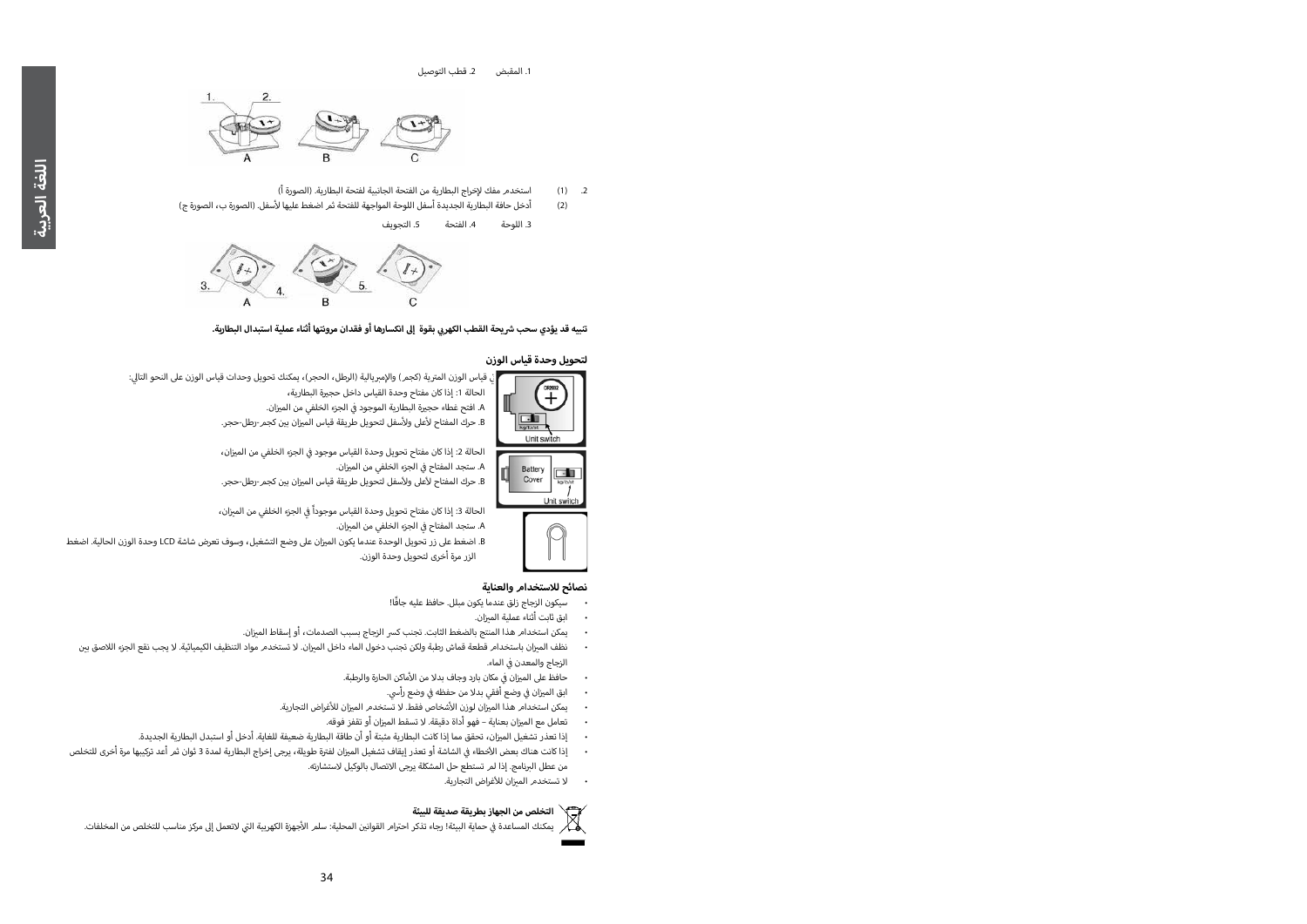1. المقبض 2. قطب التوصيل

1.
2.

A B C

2. (1) استخدم مفك لإخراج البطارية من الفتحة الجانبية لفتحة البطارية. (الصورة أ)

(2) أدخل حافة البطارية الجديدة أسفل اللوحة المواجهة للفتحة ثم اضغط عليها لأسفل. (الصورة ب، الصورة ج)

3. اللوحة 4. الفتحة 5. التجويف

3. 4. 5.

A B C

**تنبيه قد يؤدي سحب شريحة القطب الكهربي بقوة إلى انكسارها أو فقدان مرونتها أثناء عملية استبدال البطارية.**

### لتحويل وحدة قياس الوزن

بين قياس الوزن المترية (كجم) والإمبريالية (الرطل، الحجر)، يمكنك تحويل وحدات قياس الوزن على النحو التالي:

الحالة 1: إذا كان مفتاح وحدة القياس داخل حجيرة البطارية،

A. افتح غطاء حجيرة البطارية الموجود في الجزء الخلفي من الميزان.

B. حرك المفتاح لأعلى ولأسفل لتحويل طريقة قياس الميزان بين كجم-رطل-حجر.

CR2032

Unit switch

الحالة 2: إذا كان مفتاح تحويل وحدة القياس موجود في الجزء الخلفي من الميزان،

A. ستجد المفتاح في الجزء الخلفي من الميزان.

B. حرك المفتاح لأعلى ولأسفل لتحويل طريقة قياس الميزان بين كجم-رطل-حجر.

Battery Cover

Unit switch

الحالة 3: إذا كان مفتاح تحويل وحدة القياس موجوداً في الجزء الخلفي من الميزان،

A. ستجد المفتاح في الجزء الخلفي من الميزان.

B. اضغط على زر تحويل الوحدة عندما يكون الميزان على وضع التشغيل، وسوف تعرض شاشة LCD وحدة الوزن الحالية. اضغط الزر مرة أخرى لتحويل وحدة الوزن.

### نصائح للاستخدام والعناية

- سيكون الزجاج زلق عندما يكون مبلل. حافظ عليه جافًا!
- ابق ثابت أثناء عملية الميزان.
- يمكن استخدام هذا المنتج بالضغط الثابت. تجنب كسر الزجاج بسبب الصدمات، أو إسقاط الميزان.
- نظف الميزان باستخدام قطعة قماش رطبة ولكن تجنب دخول الماء داخل الميزان. لا تستخدم مواد التنظيف الكيميائية. لا يجب نقع الجزء اللاصق بين الزجاج والمعدن في الماء.
- حافظ على الميزان في مكان بارد وجاف بدلا من الأماكن الحارة والرطبة.
- ابق الميزان في وضع أفقي بدلا من حفظه في وضع رأسي.
- يمكن استخدام هذا الميزان لوزن الأشخاص فقط. لا تستخدم الميزان للأغراض التجارية.
- تعامل مع الميزان بعناية – فهو أداة دقيقة. لا تسقط الميزان أو تقفز فوقه.
- إذا تعذر تشغيل الميزان، تحقق مما إذا كانت البطارية مثبتة أو أن طاقة البطارية ضعيفة للغاية. أدخل أو استبدل البطارية الجديدة.
- إذا كانت هناك بعض الأخطاء في الشاشة أو تعذر إيقاف تشغيل الميزان لفترة طويلة، يرجى إخراج البطارية لمدة 3 ثوان ثم أعد تركيبها مرة أخرى للتخلص من عطل البرنامج. إذا لم تستطع حل المشكلة يرجى الاتصال بالوكيل لاستشارته.
- لا تستخدم الميزان للأغراض التجارية.

**التخلص من الجهاز بطريقة صديقة للبيئة**

يمكنك المساعدة في حماية البيئة! رجاء تذكر احترام القوانين المحلية: سلم الأجهزة الكهربية التي لاتعمل إلى مركز مناسب للتخلص من المخلفات.